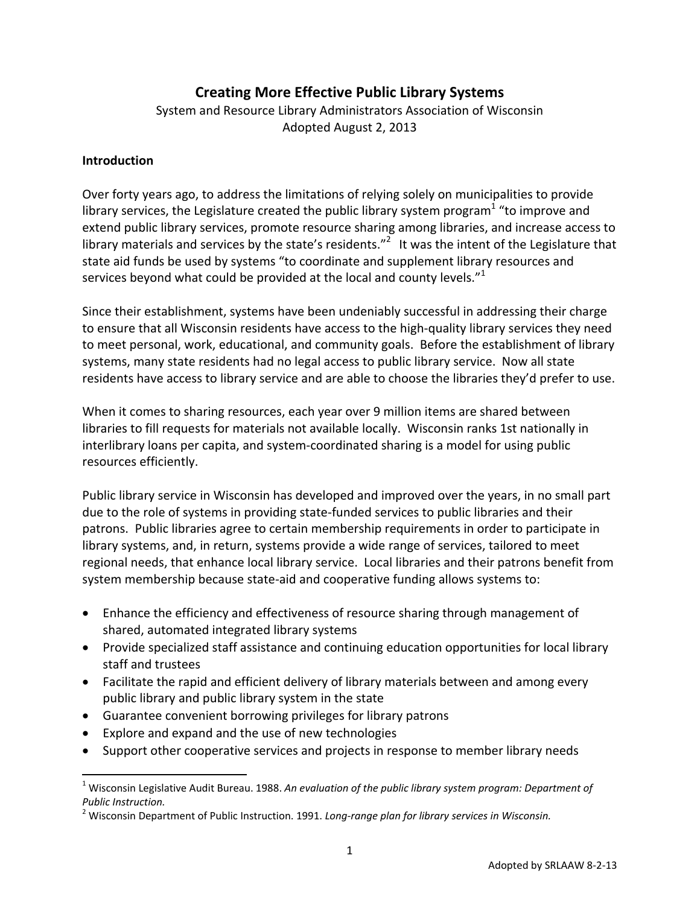# Creating More Effective Public Library Systems

System and Resource Library Administrators Association of Wisconsin
Adopted August 2, 2013

## Introduction

Over forty years ago, to address the limitations of relying solely on municipalities to provide library services, the Legislature created the public library system program[1] "to improve and extend public library services, promote resource sharing among libraries, and increase access to library materials and services by the state's residents."[2] It was the intent of the Legislature that state aid funds be used by systems "to coordinate and supplement library resources and services beyond what could be provided at the local and county levels."[1]

Since their establishment, systems have been undeniably successful in addressing their charge to ensure that all Wisconsin residents have access to the high-quality library services they need to meet personal, work, educational, and community goals. Before the establishment of library systems, many state residents had no legal access to public library service. Now all state residents have access to library service and are able to choose the libraries they'd prefer to use.

When it comes to sharing resources, each year over 9 million items are shared between libraries to fill requests for materials not available locally. Wisconsin ranks 1st nationally in interlibrary loans per capita, and system-coordinated sharing is a model for using public resources efficiently.

Public library service in Wisconsin has developed and improved over the years, in no small part due to the role of systems in providing state-funded services to public libraries and their patrons. Public libraries agree to certain membership requirements in order to participate in library systems, and, in return, systems provide a wide range of services, tailored to meet regional needs, that enhance local library service. Local libraries and their patrons benefit from system membership because state-aid and cooperative funding allows systems to:

- Enhance the efficiency and effectiveness of resource sharing through management of shared, automated integrated library systems
- Provide specialized staff assistance and continuing education opportunities for local library staff and trustees
- Facilitate the rapid and efficient delivery of library materials between and among every public library and public library system in the state
- Guarantee convenient borrowing privileges for library patrons
- Explore and expand and the use of new technologies
- Support other cooperative services and projects in response to member library needs

---

[1] Wisconsin Legislative Audit Bureau. 1988. *An evaluation of the public library system program: Department of Public Instruction.*

[2] Wisconsin Department of Public Instruction. 1991. *Long-range plan for library services in Wisconsin.*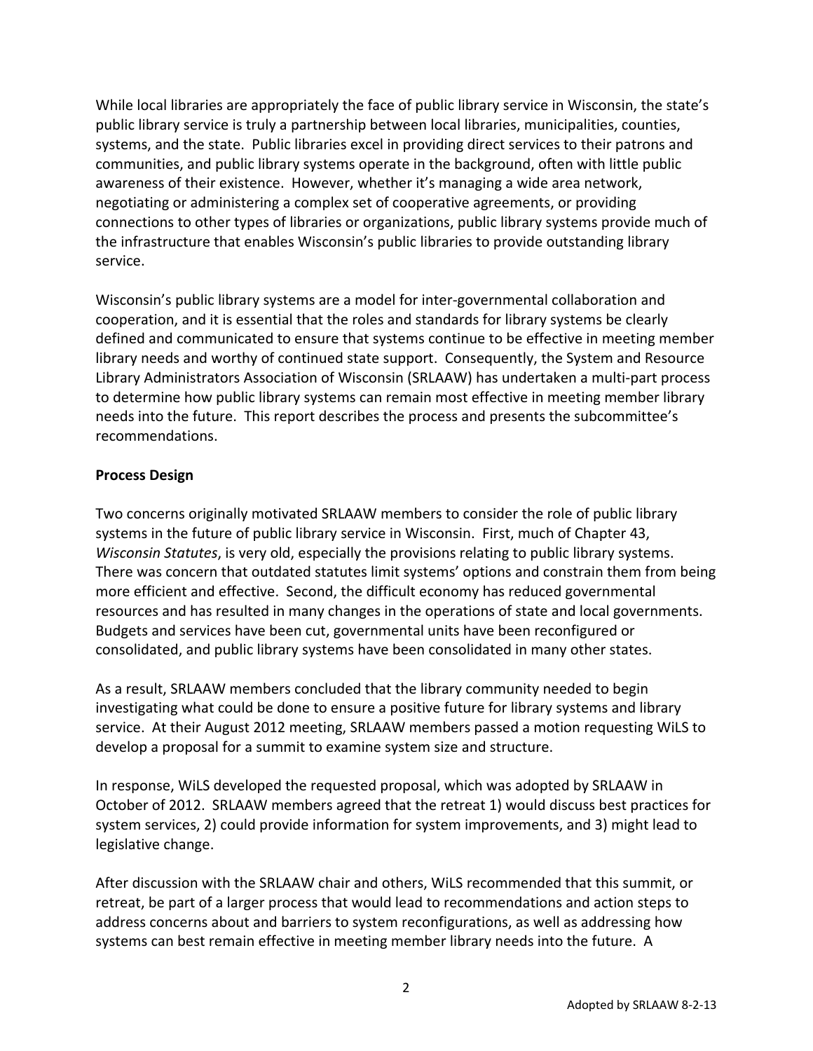While local libraries are appropriately the face of public library service in Wisconsin, the state's public library service is truly a partnership between local libraries, municipalities, counties, systems, and the state. Public libraries excel in providing direct services to their patrons and communities, and public library systems operate in the background, often with little public awareness of their existence. However, whether it's managing a wide area network, negotiating or administering a complex set of cooperative agreements, or providing connections to other types of libraries or organizations, public library systems provide much of the infrastructure that enables Wisconsin's public libraries to provide outstanding library service.

Wisconsin's public library systems are a model for inter-governmental collaboration and cooperation, and it is essential that the roles and standards for library systems be clearly defined and communicated to ensure that systems continue to be effective in meeting member library needs and worthy of continued state support. Consequently, the System and Resource Library Administrators Association of Wisconsin (SRLAAW) has undertaken a multi-part process to determine how public library systems can remain most effective in meeting member library needs into the future. This report describes the process and presents the subcommittee's recommendations.

**Process Design**

Two concerns originally motivated SRLAAW members to consider the role of public library systems in the future of public library service in Wisconsin. First, much of Chapter 43, *Wisconsin Statutes*, is very old, especially the provisions relating to public library systems. There was concern that outdated statutes limit systems' options and constrain them from being more efficient and effective. Second, the difficult economy has reduced governmental resources and has resulted in many changes in the operations of state and local governments. Budgets and services have been cut, governmental units have been reconfigured or consolidated, and public library systems have been consolidated in many other states.

As a result, SRLAAW members concluded that the library community needed to begin investigating what could be done to ensure a positive future for library systems and library service. At their August 2012 meeting, SRLAAW members passed a motion requesting WiLS to develop a proposal for a summit to examine system size and structure.

In response, WiLS developed the requested proposal, which was adopted by SRLAAW in October of 2012. SRLAAW members agreed that the retreat 1) would discuss best practices for system services, 2) could provide information for system improvements, and 3) might lead to legislative change.

After discussion with the SRLAAW chair and others, WiLS recommended that this summit, or retreat, be part of a larger process that would lead to recommendations and action steps to address concerns about and barriers to system reconfigurations, as well as addressing how systems can best remain effective in meeting member library needs into the future. A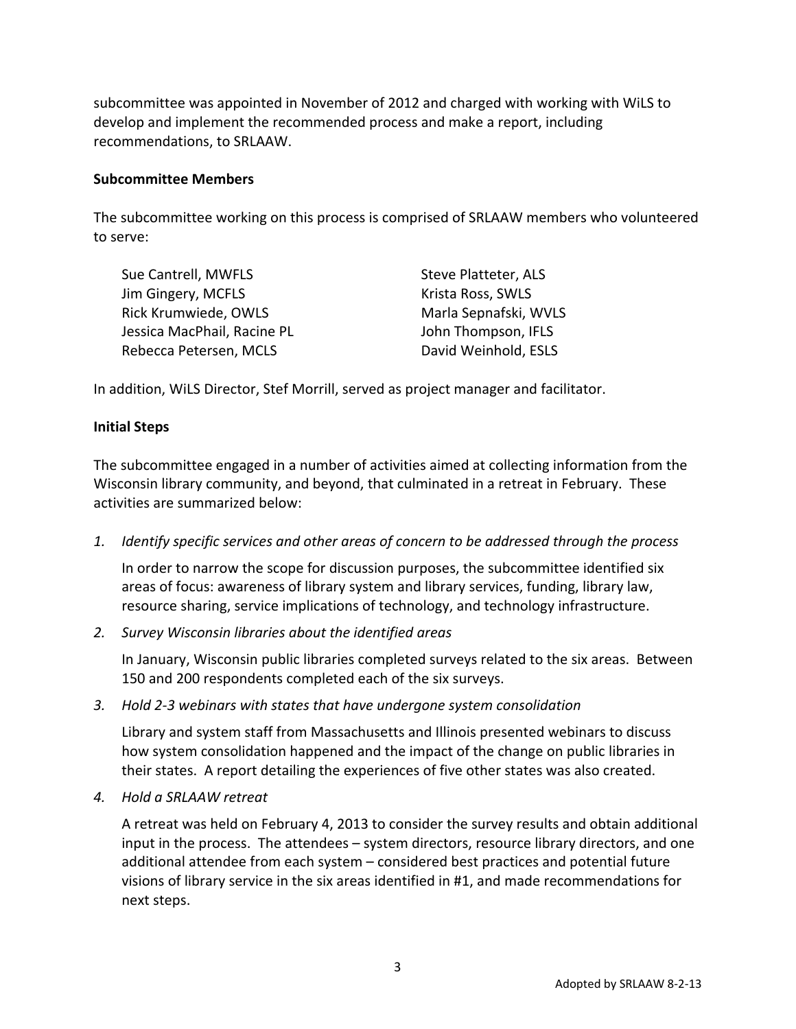subcommittee was appointed in November of 2012 and charged with working with WiLS to develop and implement the recommended process and make a report, including recommendations, to SRLAAW.

**Subcommittee Members**

The subcommittee working on this process is comprised of SRLAAW members who volunteered to serve:

Sue Cantrell, MWFLS
Jim Gingery, MCFLS
Rick Krumwiede, OWLS
Jessica MacPhail, Racine PL
Rebecca Petersen, MCLS
Steve Platteter, ALS
Krista Ross, SWLS
Marla Sepnafski, WVLS
John Thompson, IFLS
David Weinhold, ESLS

In addition, WiLS Director, Stef Morrill, served as project manager and facilitator.

**Initial Steps**

The subcommittee engaged in a number of activities aimed at collecting information from the Wisconsin library community, and beyond, that culminated in a retreat in February. These activities are summarized below:

1. *Identify specific services and other areas of concern to be addressed through the process*

   In order to narrow the scope for discussion purposes, the subcommittee identified six areas of focus: awareness of library system and library services, funding, library law, resource sharing, service implications of technology, and technology infrastructure.

2. *Survey Wisconsin libraries about the identified areas*

   In January, Wisconsin public libraries completed surveys related to the six areas. Between 150 and 200 respondents completed each of the six surveys.

3. *Hold 2-3 webinars with states that have undergone system consolidation*

   Library and system staff from Massachusetts and Illinois presented webinars to discuss how system consolidation happened and the impact of the change on public libraries in their states. A report detailing the experiences of five other states was also created.

4. *Hold a SRLAAW retreat*

   A retreat was held on February 4, 2013 to consider the survey results and obtain additional input in the process. The attendees – system directors, resource library directors, and one additional attendee from each system – considered best practices and potential future visions of library service in the six areas identified in #1, and made recommendations for next steps.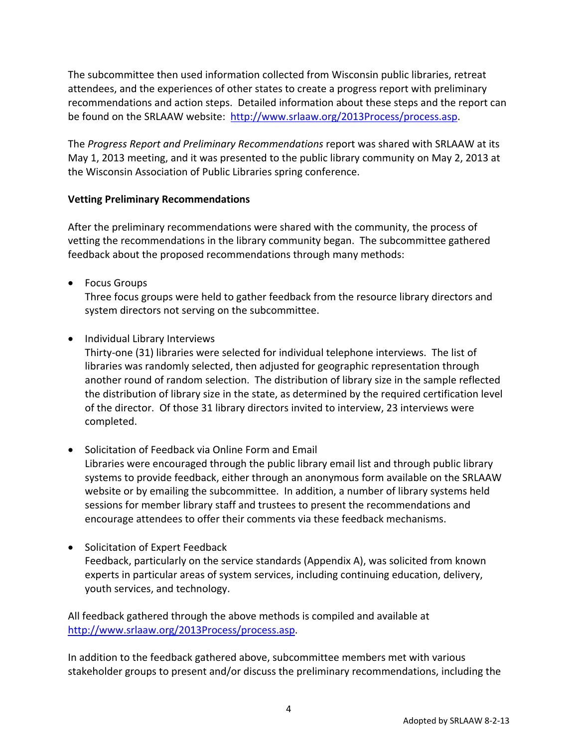The subcommittee then used information collected from Wisconsin public libraries, retreat attendees, and the experiences of other states to create a progress report with preliminary recommendations and action steps. Detailed information about these steps and the report can be found on the SRLAAW website: http://www.srlaaw.org/2013Process/process.asp.

The *Progress Report and Preliminary Recommendations* report was shared with SRLAAW at its May 1, 2013 meeting, and it was presented to the public library community on May 2, 2013 at the Wisconsin Association of Public Libraries spring conference.

**Vetting Preliminary Recommendations**

After the preliminary recommendations were shared with the community, the process of vetting the recommendations in the library community began. The subcommittee gathered feedback about the proposed recommendations through many methods:

- Focus Groups
  Three focus groups were held to gather feedback from the resource library directors and system directors not serving on the subcommittee.

- Individual Library Interviews
  Thirty-one (31) libraries were selected for individual telephone interviews. The list of libraries was randomly selected, then adjusted for geographic representation through another round of random selection. The distribution of library size in the sample reflected the distribution of library size in the state, as determined by the required certification level of the director. Of those 31 library directors invited to interview, 23 interviews were completed.

- Solicitation of Feedback via Online Form and Email
  Libraries were encouraged through the public library email list and through public library systems to provide feedback, either through an anonymous form available on the SRLAAW website or by emailing the subcommittee. In addition, a number of library systems held sessions for member library staff and trustees to present the recommendations and encourage attendees to offer their comments via these feedback mechanisms.

- Solicitation of Expert Feedback
  Feedback, particularly on the service standards (Appendix A), was solicited from known experts in particular areas of system services, including continuing education, delivery, youth services, and technology.

All feedback gathered through the above methods is compiled and available at http://www.srlaaw.org/2013Process/process.asp.

In addition to the feedback gathered above, subcommittee members met with various stakeholder groups to present and/or discuss the preliminary recommendations, including the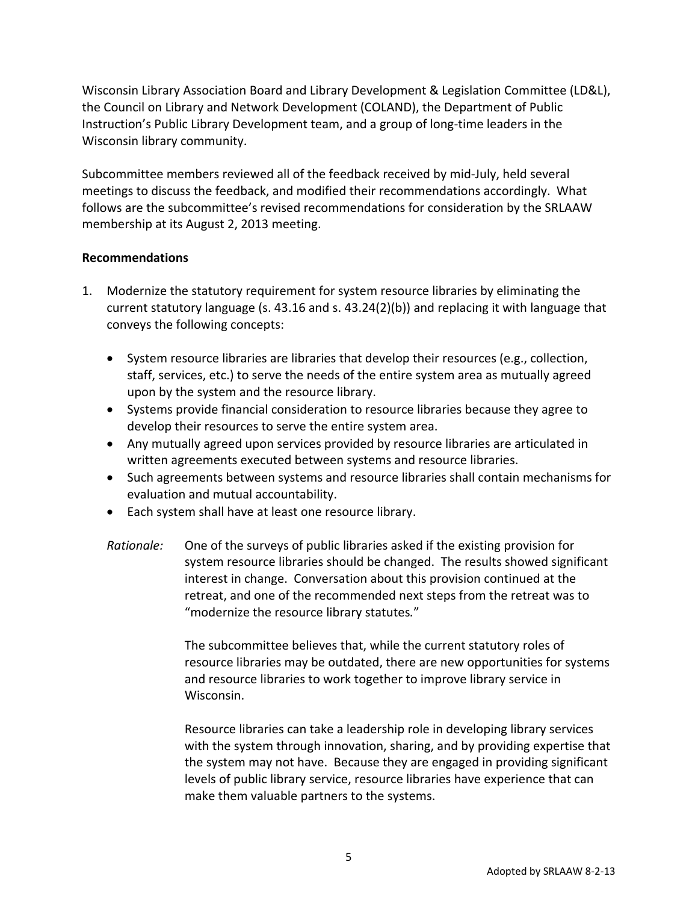Wisconsin Library Association Board and Library Development & Legislation Committee (LD&L), the Council on Library and Network Development (COLAND), the Department of Public Instruction's Public Library Development team, and a group of long-time leaders in the Wisconsin library community.

Subcommittee members reviewed all of the feedback received by mid-July, held several meetings to discuss the feedback, and modified their recommendations accordingly. What follows are the subcommittee's revised recommendations for consideration by the SRLAAW membership at its August 2, 2013 meeting.

**Recommendations**

1. Modernize the statutory requirement for system resource libraries by eliminating the current statutory language (s. 43.16 and s. 43.24(2)(b)) and replacing it with language that conveys the following concepts:

   - System resource libraries are libraries that develop their resources (e.g., collection, staff, services, etc.) to serve the needs of the entire system area as mutually agreed upon by the system and the resource library.
   - Systems provide financial consideration to resource libraries because they agree to develop their resources to serve the entire system area.
   - Any mutually agreed upon services provided by resource libraries are articulated in written agreements executed between systems and resource libraries.
   - Such agreements between systems and resource libraries shall contain mechanisms for evaluation and mutual accountability.
   - Each system shall have at least one resource library.

   *Rationale:* One of the surveys of public libraries asked if the existing provision for system resource libraries should be changed. The results showed significant interest in change. Conversation about this provision continued at the retreat, and one of the recommended next steps from the retreat was to "modernize the resource library statutes."

   The subcommittee believes that, while the current statutory roles of resource libraries may be outdated, there are new opportunities for systems and resource libraries to work together to improve library service in Wisconsin.

   Resource libraries can take a leadership role in developing library services with the system through innovation, sharing, and by providing expertise that the system may not have. Because they are engaged in providing significant levels of public library service, resource libraries have experience that can make them valuable partners to the systems.

Adopted by SRLAAW 8-2-13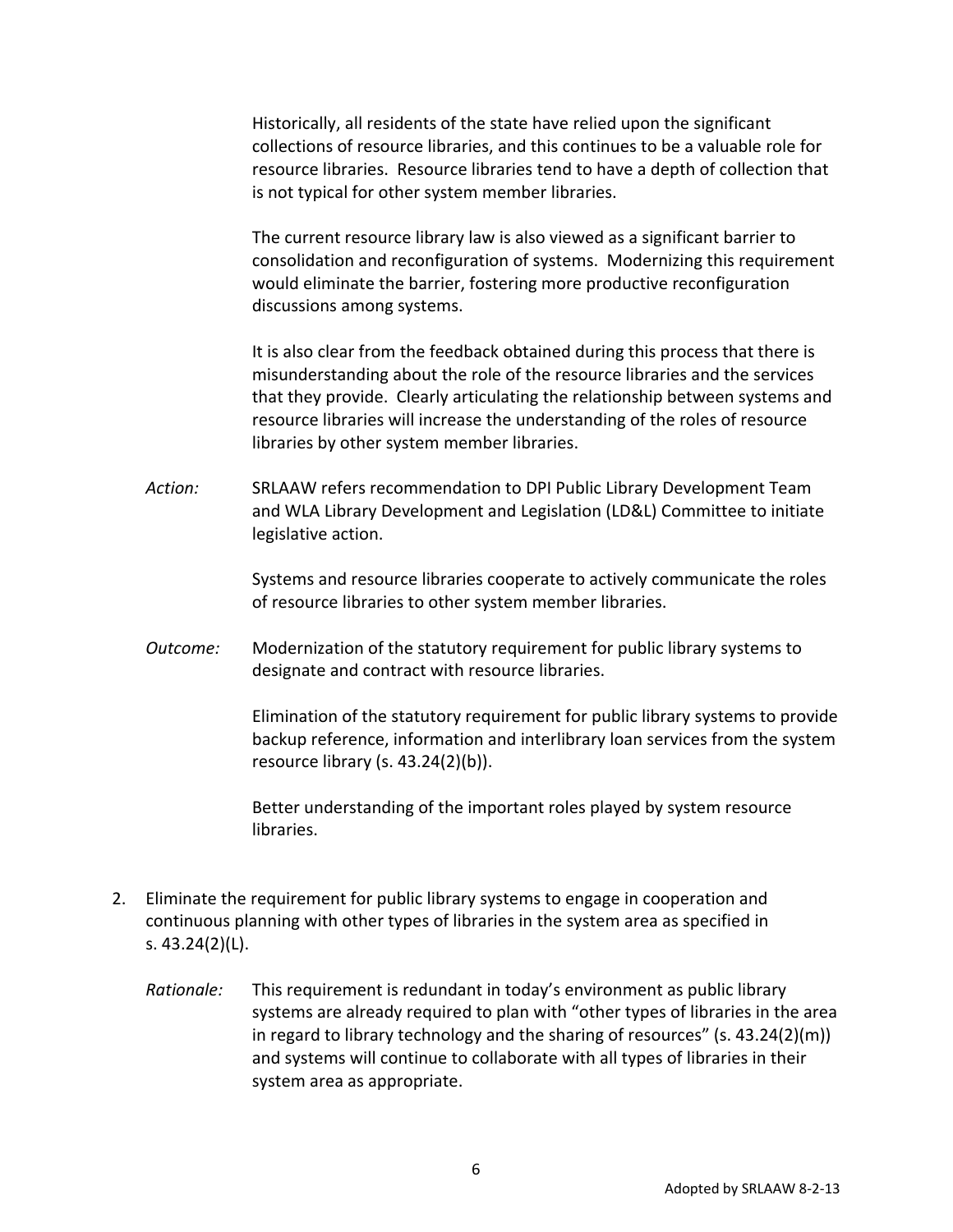Historically, all residents of the state have relied upon the significant collections of resource libraries, and this continues to be a valuable role for resource libraries. Resource libraries tend to have a depth of collection that is not typical for other system member libraries.

The current resource library law is also viewed as a significant barrier to consolidation and reconfiguration of systems. Modernizing this requirement would eliminate the barrier, fostering more productive reconfiguration discussions among systems.

It is also clear from the feedback obtained during this process that there is misunderstanding about the role of the resource libraries and the services that they provide. Clearly articulating the relationship between systems and resource libraries will increase the understanding of the roles of resource libraries by other system member libraries.

*Action:* SRLAAW refers recommendation to DPI Public Library Development Team and WLA Library Development and Legislation (LD&L) Committee to initiate legislative action.

Systems and resource libraries cooperate to actively communicate the roles of resource libraries to other system member libraries.

*Outcome:* Modernization of the statutory requirement for public library systems to designate and contract with resource libraries.

Elimination of the statutory requirement for public library systems to provide backup reference, information and interlibrary loan services from the system resource library (s. 43.24(2)(b)).

Better understanding of the important roles played by system resource libraries.

2. Eliminate the requirement for public library systems to engage in cooperation and continuous planning with other types of libraries in the system area as specified in s. 43.24(2)(L).

   *Rationale:* This requirement is redundant in today's environment as public library systems are already required to plan with "other types of libraries in the area in regard to library technology and the sharing of resources" (s. 43.24(2)(m)) and systems will continue to collaborate with all types of libraries in their system area as appropriate.

Adopted by SRLAAW 8-2-13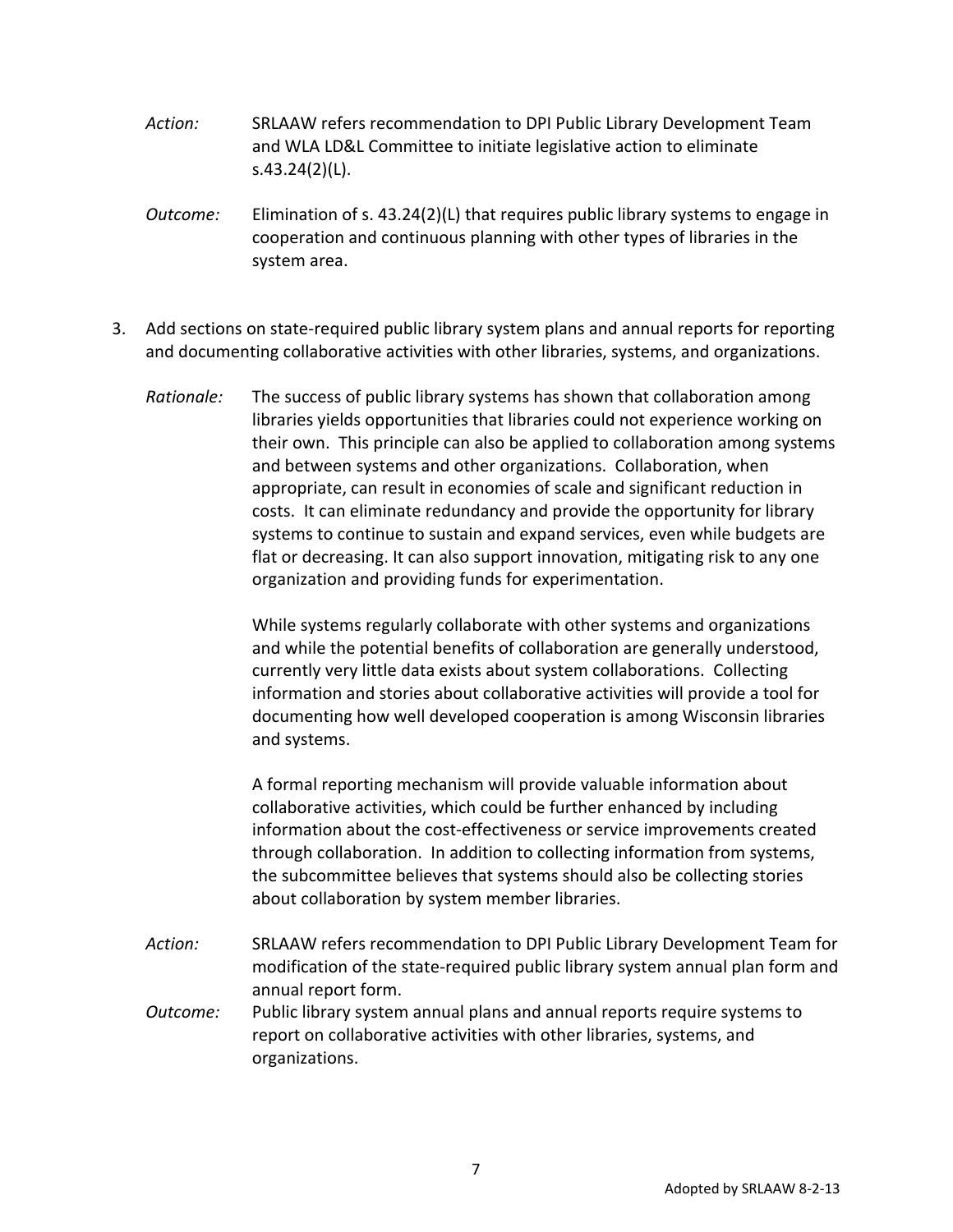*Action:* SRLAAW refers recommendation to DPI Public Library Development Team and WLA LD&L Committee to initiate legislative action to eliminate s.43.24(2)(L).

*Outcome:* Elimination of s. 43.24(2)(L) that requires public library systems to engage in cooperation and continuous planning with other types of libraries in the system area.

3. Add sections on state-required public library system plans and annual reports for reporting and documenting collaborative activities with other libraries, systems, and organizations.

   *Rationale:* The success of public library systems has shown that collaboration among libraries yields opportunities that libraries could not experience working on their own. This principle can also be applied to collaboration among systems and between systems and other organizations. Collaboration, when appropriate, can result in economies of scale and significant reduction in costs. It can eliminate redundancy and provide the opportunity for library systems to continue to sustain and expand services, even while budgets are flat or decreasing. It can also support innovation, mitigating risk to any one organization and providing funds for experimentation.

   While systems regularly collaborate with other systems and organizations and while the potential benefits of collaboration are generally understood, currently very little data exists about system collaborations. Collecting information and stories about collaborative activities will provide a tool for documenting how well developed cooperation is among Wisconsin libraries and systems.

   A formal reporting mechanism will provide valuable information about collaborative activities, which could be further enhanced by including information about the cost-effectiveness or service improvements created through collaboration. In addition to collecting information from systems, the subcommittee believes that systems should also be collecting stories about collaboration by system member libraries.

   *Action:* SRLAAW refers recommendation to DPI Public Library Development Team for modification of the state-required public library system annual plan form and annual report form.

   *Outcome:* Public library system annual plans and annual reports require systems to report on collaborative activities with other libraries, systems, and organizations.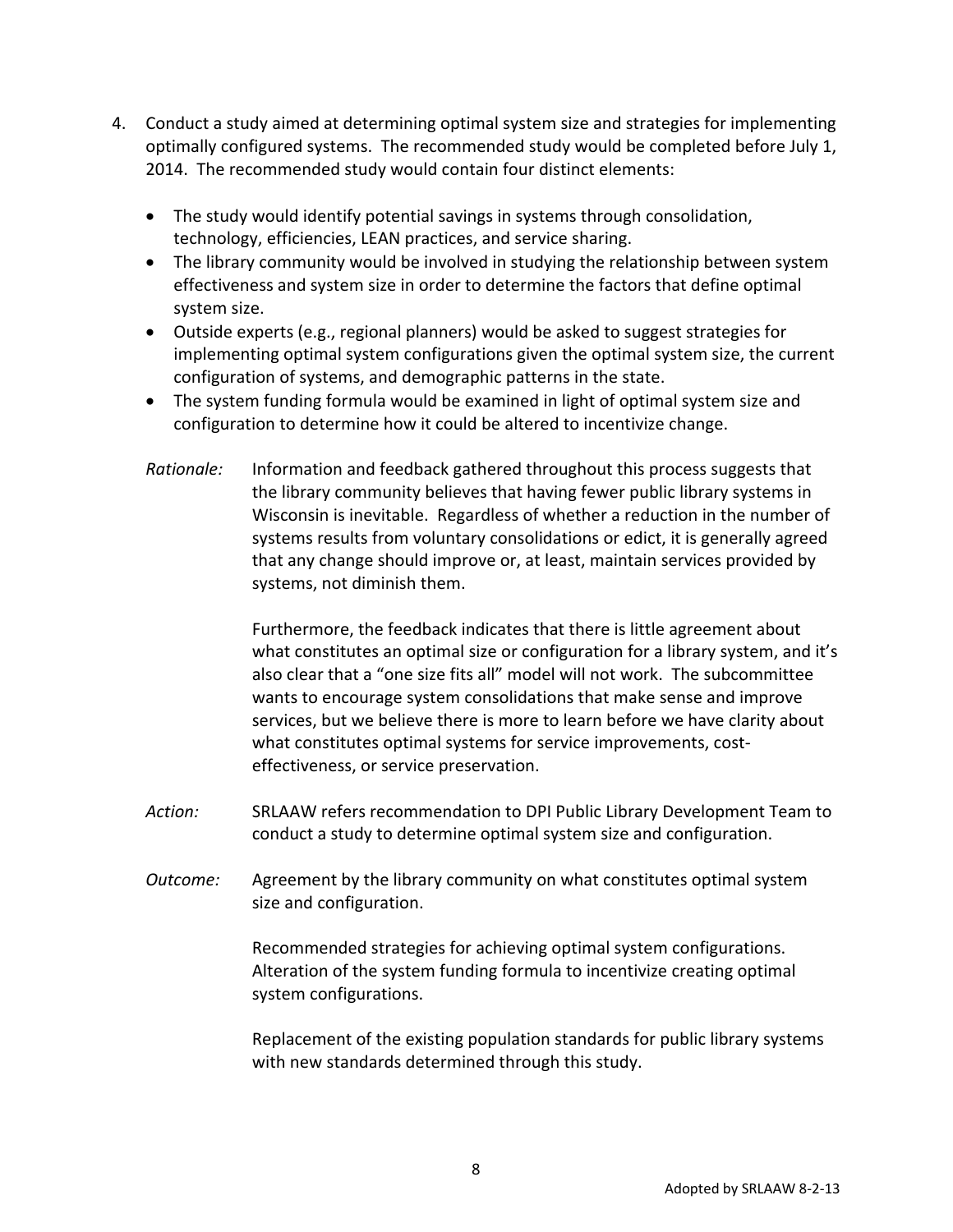4. Conduct a study aimed at determining optimal system size and strategies for implementing optimally configured systems. The recommended study would be completed before July 1, 2014. The recommended study would contain four distinct elements:

   - The study would identify potential savings in systems through consolidation, technology, efficiencies, LEAN practices, and service sharing.
   - The library community would be involved in studying the relationship between system effectiveness and system size in order to determine the factors that define optimal system size.
   - Outside experts (e.g., regional planners) would be asked to suggest strategies for implementing optimal system configurations given the optimal system size, the current configuration of systems, and demographic patterns in the state.
   - The system funding formula would be examined in light of optimal system size and configuration to determine how it could be altered to incentivize change.

   *Rationale:* Information and feedback gathered throughout this process suggests that the library community believes that having fewer public library systems in Wisconsin is inevitable. Regardless of whether a reduction in the number of systems results from voluntary consolidations or edict, it is generally agreed that any change should improve or, at least, maintain services provided by systems, not diminish them.

   Furthermore, the feedback indicates that there is little agreement about what constitutes an optimal size or configuration for a library system, and it's also clear that a "one size fits all" model will not work. The subcommittee wants to encourage system consolidations that make sense and improve services, but we believe there is more to learn before we have clarity about what constitutes optimal systems for service improvements, cost-effectiveness, or service preservation.

   *Action:* SRLAAW refers recommendation to DPI Public Library Development Team to conduct a study to determine optimal system size and configuration.

   *Outcome:* Agreement by the library community on what constitutes optimal system size and configuration.

   Recommended strategies for achieving optimal system configurations. Alteration of the system funding formula to incentivize creating optimal system configurations.

   Replacement of the existing population standards for public library systems with new standards determined through this study.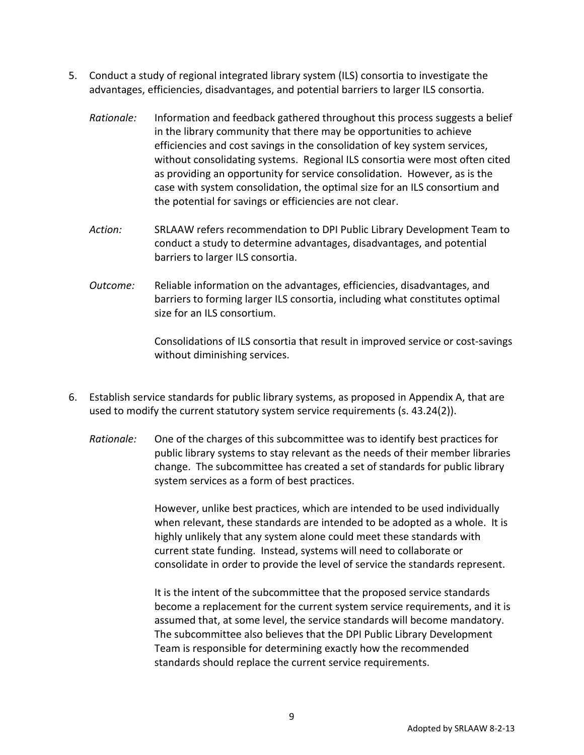5. Conduct a study of regional integrated library system (ILS) consortia to investigate the advantages, efficiencies, disadvantages, and potential barriers to larger ILS consortia.

   *Rationale:* Information and feedback gathered throughout this process suggests a belief in the library community that there may be opportunities to achieve efficiencies and cost savings in the consolidation of key system services, without consolidating systems. Regional ILS consortia were most often cited as providing an opportunity for service consolidation. However, as is the case with system consolidation, the optimal size for an ILS consortium and the potential for savings or efficiencies are not clear.

   *Action:* SRLAAW refers recommendation to DPI Public Library Development Team to conduct a study to determine advantages, disadvantages, and potential barriers to larger ILS consortia.

   *Outcome:* Reliable information on the advantages, efficiencies, disadvantages, and barriers to forming larger ILS consortia, including what constitutes optimal size for an ILS consortium.

   Consolidations of ILS consortia that result in improved service or cost-savings without diminishing services.

6. Establish service standards for public library systems, as proposed in Appendix A, that are used to modify the current statutory system service requirements (s. 43.24(2)).

   *Rationale:* One of the charges of this subcommittee was to identify best practices for public library systems to stay relevant as the needs of their member libraries change. The subcommittee has created a set of standards for public library system services as a form of best practices.

   However, unlike best practices, which are intended to be used individually when relevant, these standards are intended to be adopted as a whole. It is highly unlikely that any system alone could meet these standards with current state funding. Instead, systems will need to collaborate or consolidate in order to provide the level of service the standards represent.

   It is the intent of the subcommittee that the proposed service standards become a replacement for the current system service requirements, and it is assumed that, at some level, the service standards will become mandatory. The subcommittee also believes that the DPI Public Library Development Team is responsible for determining exactly how the recommended standards should replace the current service requirements.

Adopted by SRLAAW 8-2-13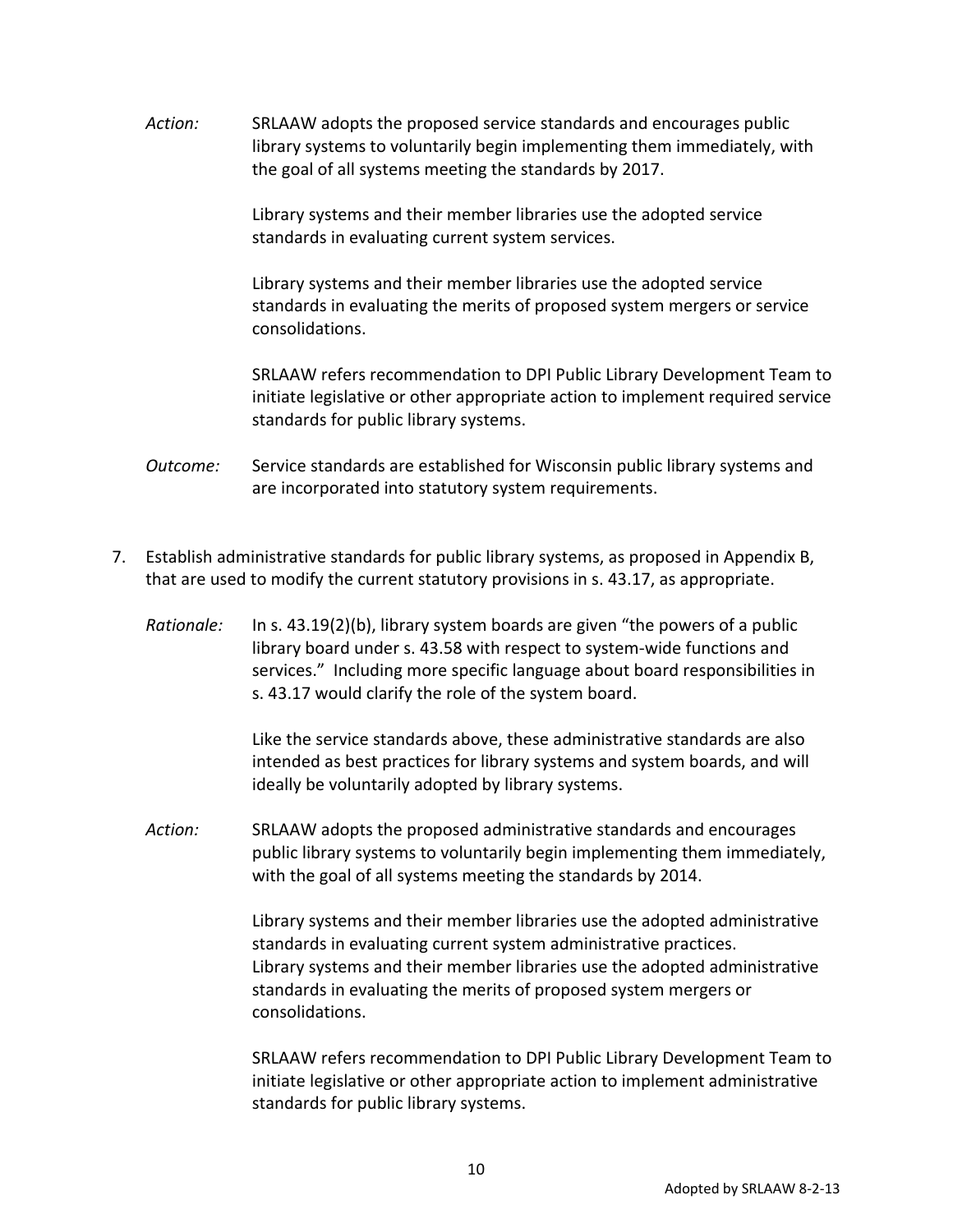*Action:* SRLAAW adopts the proposed service standards and encourages public library systems to voluntarily begin implementing them immediately, with the goal of all systems meeting the standards by 2017.

Library systems and their member libraries use the adopted service standards in evaluating current system services.

Library systems and their member libraries use the adopted service standards in evaluating the merits of proposed system mergers or service consolidations.

SRLAAW refers recommendation to DPI Public Library Development Team to initiate legislative or other appropriate action to implement required service standards for public library systems.

*Outcome:* Service standards are established for Wisconsin public library systems and are incorporated into statutory system requirements.

7. Establish administrative standards for public library systems, as proposed in Appendix B, that are used to modify the current statutory provisions in s. 43.17, as appropriate.

   *Rationale:* In s. 43.19(2)(b), library system boards are given "the powers of a public library board under s. 43.58 with respect to system-wide functions and services." Including more specific language about board responsibilities in s. 43.17 would clarify the role of the system board.

   Like the service standards above, these administrative standards are also intended as best practices for library systems and system boards, and will ideally be voluntarily adopted by library systems.

   *Action:* SRLAAW adopts the proposed administrative standards and encourages public library systems to voluntarily begin implementing them immediately, with the goal of all systems meeting the standards by 2014.

   Library systems and their member libraries use the adopted administrative standards in evaluating current system administrative practices.
   Library systems and their member libraries use the adopted administrative standards in evaluating the merits of proposed system mergers or consolidations.

   SRLAAW refers recommendation to DPI Public Library Development Team to initiate legislative or other appropriate action to implement administrative standards for public library systems.

Adopted by SRLAAW 8-2-13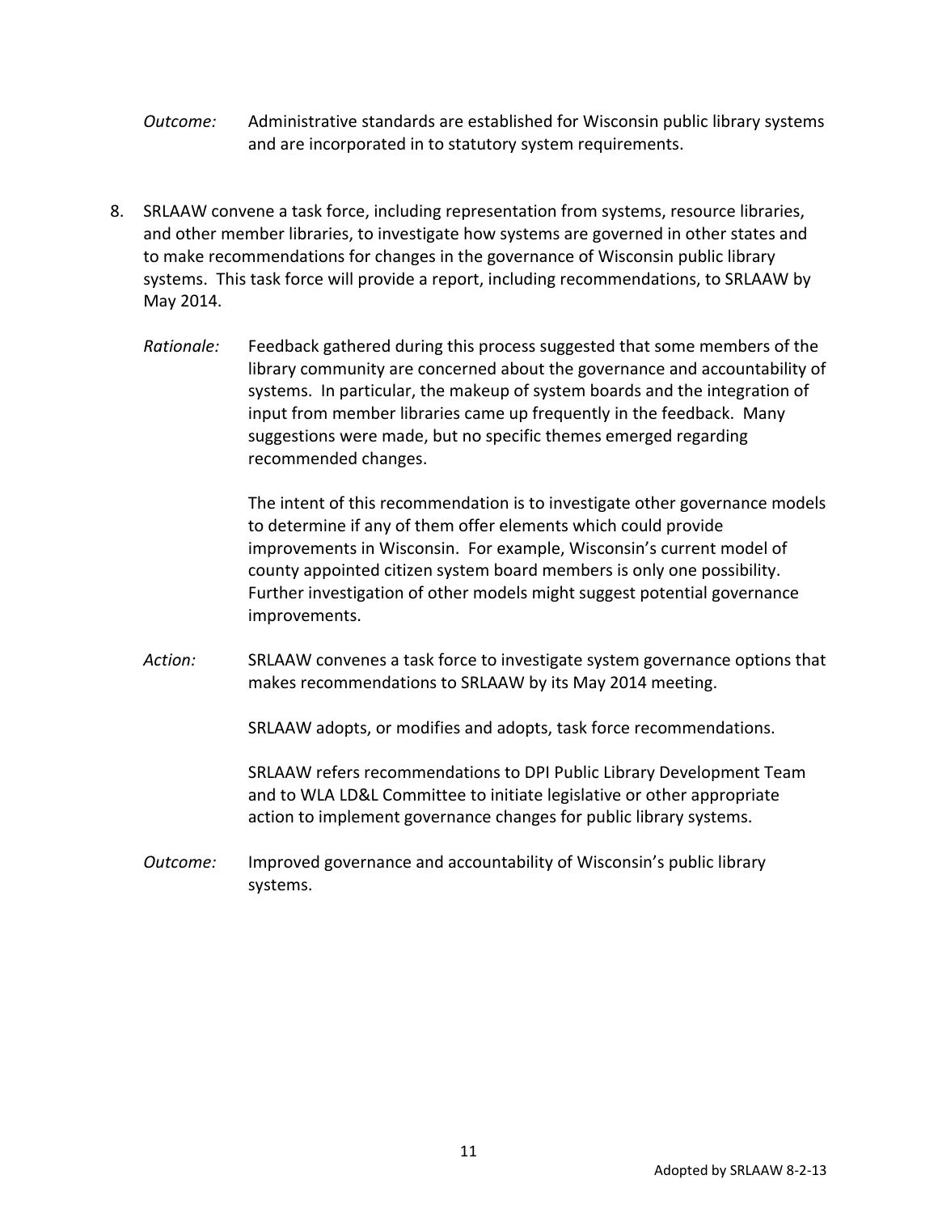*Outcome:* Administrative standards are established for Wisconsin public library systems and are incorporated in to statutory system requirements.

8. SRLAAW convene a task force, including representation from systems, resource libraries, and other member libraries, to investigate how systems are governed in other states and to make recommendations for changes in the governance of Wisconsin public library systems. This task force will provide a report, including recommendations, to SRLAAW by May 2014.

   *Rationale:* Feedback gathered during this process suggested that some members of the library community are concerned about the governance and accountability of systems. In particular, the makeup of system boards and the integration of input from member libraries came up frequently in the feedback. Many suggestions were made, but no specific themes emerged regarding recommended changes.

   The intent of this recommendation is to investigate other governance models to determine if any of them offer elements which could provide improvements in Wisconsin. For example, Wisconsin's current model of county appointed citizen system board members is only one possibility. Further investigation of other models might suggest potential governance improvements.

   *Action:* SRLAAW convenes a task force to investigate system governance options that makes recommendations to SRLAAW by its May 2014 meeting.

   SRLAAW adopts, or modifies and adopts, task force recommendations.

   SRLAAW refers recommendations to DPI Public Library Development Team and to WLA LD&L Committee to initiate legislative or other appropriate action to implement governance changes for public library systems.

   *Outcome:* Improved governance and accountability of Wisconsin's public library systems.

Adopted by SRLAAW 8-2-13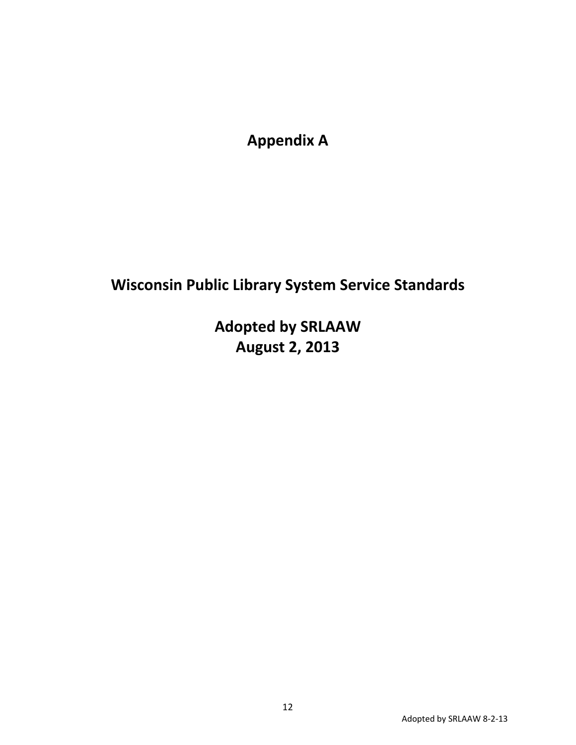# Appendix A

# Wisconsin Public Library System Service Standards

## Adopted by SRLAAW
## August 2, 2013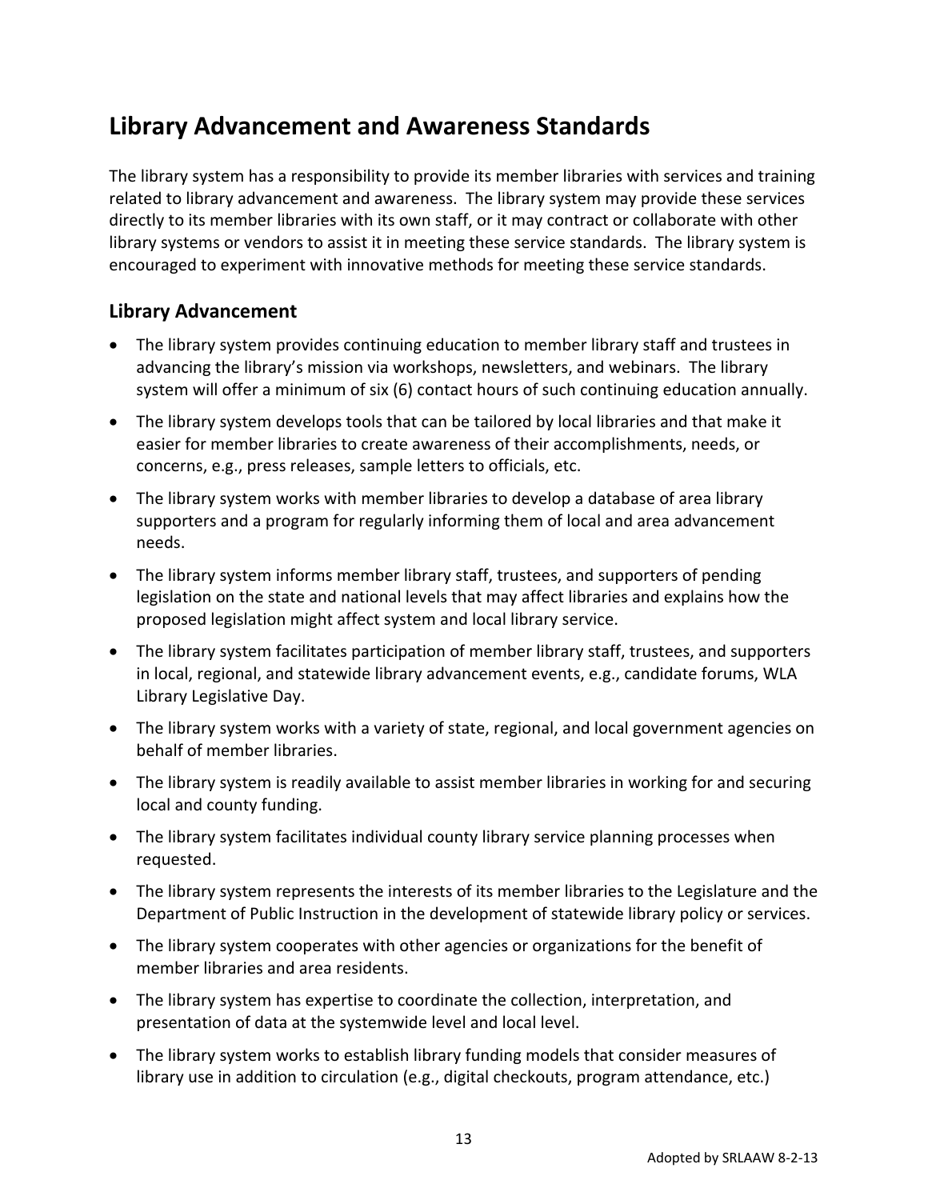## Library Advancement and Awareness Standards

The library system has a responsibility to provide its member libraries with services and training related to library advancement and awareness. The library system may provide these services directly to its member libraries with its own staff, or it may contract or collaborate with other library systems or vendors to assist it in meeting these service standards. The library system is encouraged to experiment with innovative methods for meeting these service standards.

### Library Advancement

- The library system provides continuing education to member library staff and trustees in advancing the library's mission via workshops, newsletters, and webinars. The library system will offer a minimum of six (6) contact hours of such continuing education annually.
- The library system develops tools that can be tailored by local libraries and that make it easier for member libraries to create awareness of their accomplishments, needs, or concerns, e.g., press releases, sample letters to officials, etc.
- The library system works with member libraries to develop a database of area library supporters and a program for regularly informing them of local and area advancement needs.
- The library system informs member library staff, trustees, and supporters of pending legislation on the state and national levels that may affect libraries and explains how the proposed legislation might affect system and local library service.
- The library system facilitates participation of member library staff, trustees, and supporters in local, regional, and statewide library advancement events, e.g., candidate forums, WLA Library Legislative Day.
- The library system works with a variety of state, regional, and local government agencies on behalf of member libraries.
- The library system is readily available to assist member libraries in working for and securing local and county funding.
- The library system facilitates individual county library service planning processes when requested.
- The library system represents the interests of its member libraries to the Legislature and the Department of Public Instruction in the development of statewide library policy or services.
- The library system cooperates with other agencies or organizations for the benefit of member libraries and area residents.
- The library system has expertise to coordinate the collection, interpretation, and presentation of data at the systemwide level and local level.
- The library system works to establish library funding models that consider measures of library use in addition to circulation (e.g., digital checkouts, program attendance, etc.)

Adopted by SRLAAW 8-2-13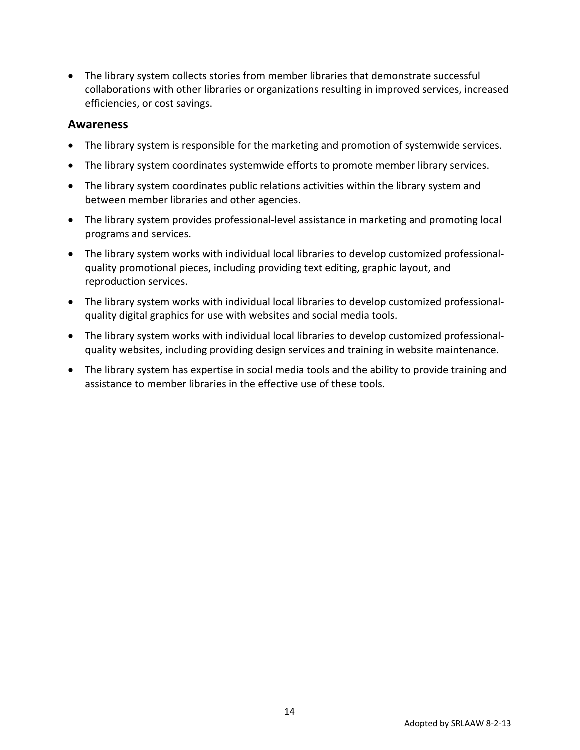- The library system collects stories from member libraries that demonstrate successful collaborations with other libraries or organizations resulting in improved services, increased efficiencies, or cost savings.

## Awareness

- The library system is responsible for the marketing and promotion of systemwide services.
- The library system coordinates systemwide efforts to promote member library services.
- The library system coordinates public relations activities within the library system and between member libraries and other agencies.
- The library system provides professional-level assistance in marketing and promoting local programs and services.
- The library system works with individual local libraries to develop customized professional-quality promotional pieces, including providing text editing, graphic layout, and reproduction services.
- The library system works with individual local libraries to develop customized professional-quality digital graphics for use with websites and social media tools.
- The library system works with individual local libraries to develop customized professional-quality websites, including providing design services and training in website maintenance.
- The library system has expertise in social media tools and the ability to provide training and assistance to member libraries in the effective use of these tools.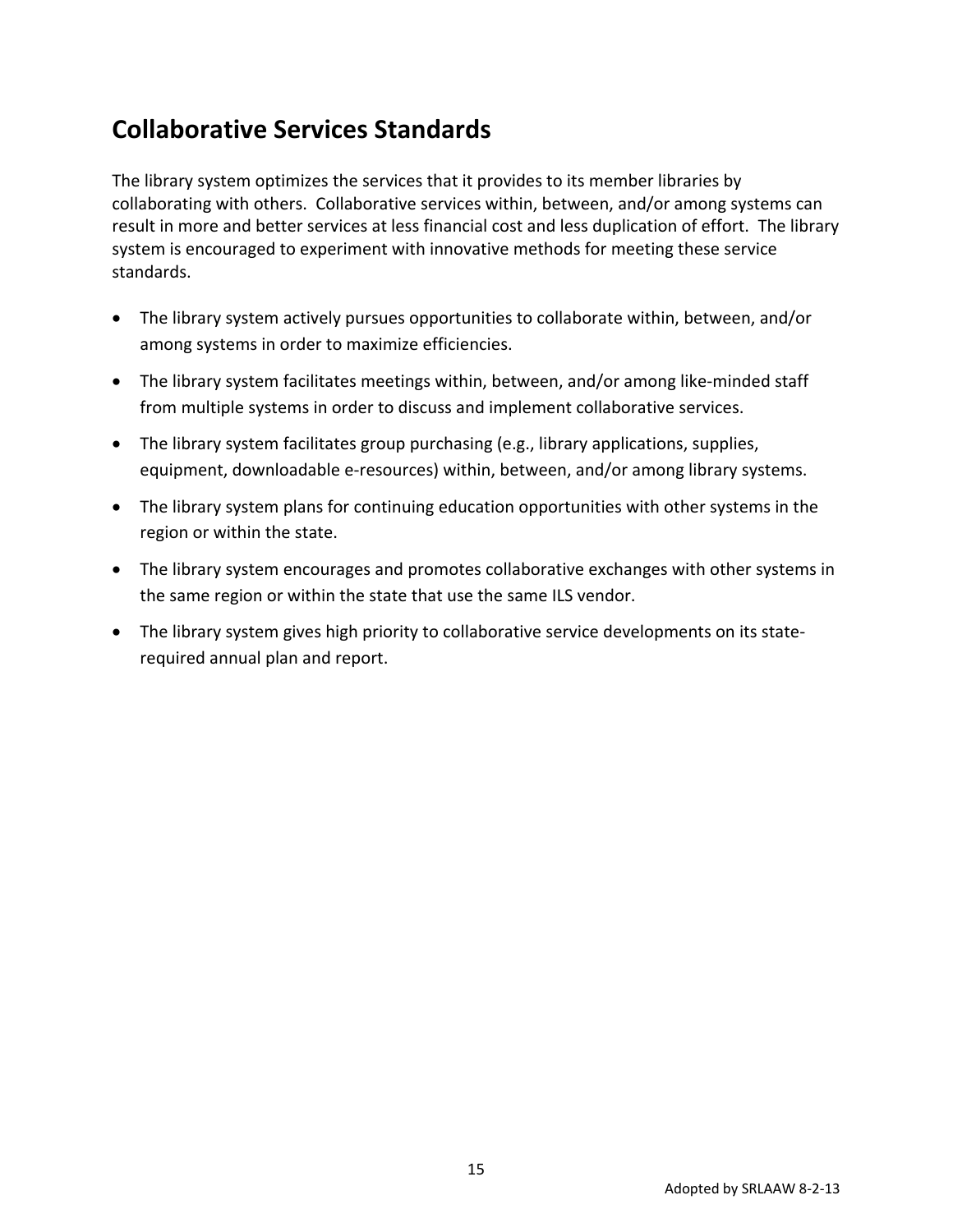## Collaborative Services Standards

The library system optimizes the services that it provides to its member libraries by collaborating with others. Collaborative services within, between, and/or among systems can result in more and better services at less financial cost and less duplication of effort. The library system is encouraged to experiment with innovative methods for meeting these service standards.

- The library system actively pursues opportunities to collaborate within, between, and/or among systems in order to maximize efficiencies.
- The library system facilitates meetings within, between, and/or among like-minded staff from multiple systems in order to discuss and implement collaborative services.
- The library system facilitates group purchasing (e.g., library applications, supplies, equipment, downloadable e-resources) within, between, and/or among library systems.
- The library system plans for continuing education opportunities with other systems in the region or within the state.
- The library system encourages and promotes collaborative exchanges with other systems in the same region or within the state that use the same ILS vendor.
- The library system gives high priority to collaborative service developments on its state-required annual plan and report.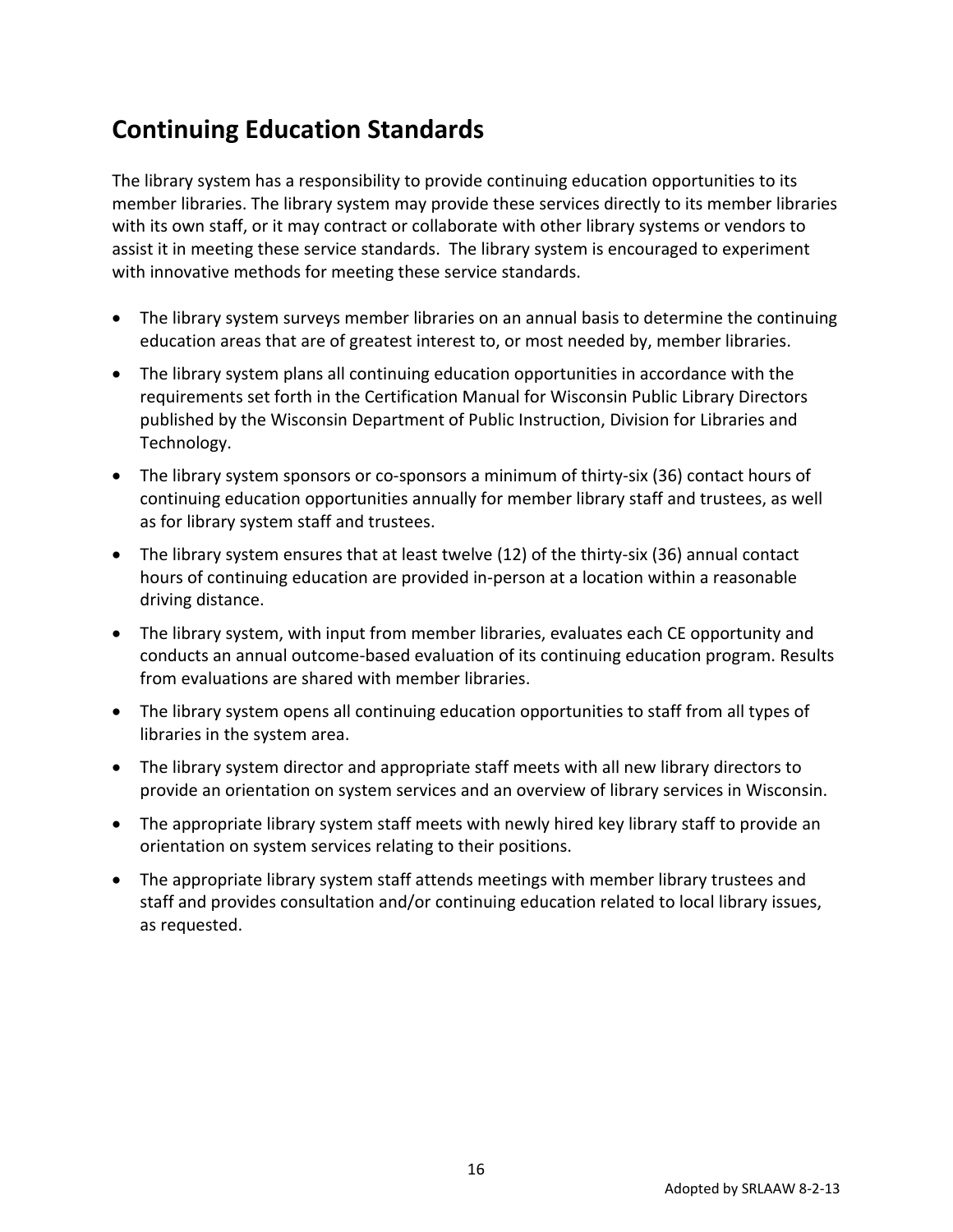## Continuing Education Standards

The library system has a responsibility to provide continuing education opportunities to its member libraries. The library system may provide these services directly to its member libraries with its own staff, or it may contract or collaborate with other library systems or vendors to assist it in meeting these service standards. The library system is encouraged to experiment with innovative methods for meeting these service standards.

- The library system surveys member libraries on an annual basis to determine the continuing education areas that are of greatest interest to, or most needed by, member libraries.
- The library system plans all continuing education opportunities in accordance with the requirements set forth in the Certification Manual for Wisconsin Public Library Directors published by the Wisconsin Department of Public Instruction, Division for Libraries and Technology.
- The library system sponsors or co-sponsors a minimum of thirty-six (36) contact hours of continuing education opportunities annually for member library staff and trustees, as well as for library system staff and trustees.
- The library system ensures that at least twelve (12) of the thirty-six (36) annual contact hours of continuing education are provided in-person at a location within a reasonable driving distance.
- The library system, with input from member libraries, evaluates each CE opportunity and conducts an annual outcome-based evaluation of its continuing education program. Results from evaluations are shared with member libraries.
- The library system opens all continuing education opportunities to staff from all types of libraries in the system area.
- The library system director and appropriate staff meets with all new library directors to provide an orientation on system services and an overview of library services in Wisconsin.
- The appropriate library system staff meets with newly hired key library staff to provide an orientation on system services relating to their positions.
- The appropriate library system staff attends meetings with member library trustees and staff and provides consultation and/or continuing education related to local library issues, as requested.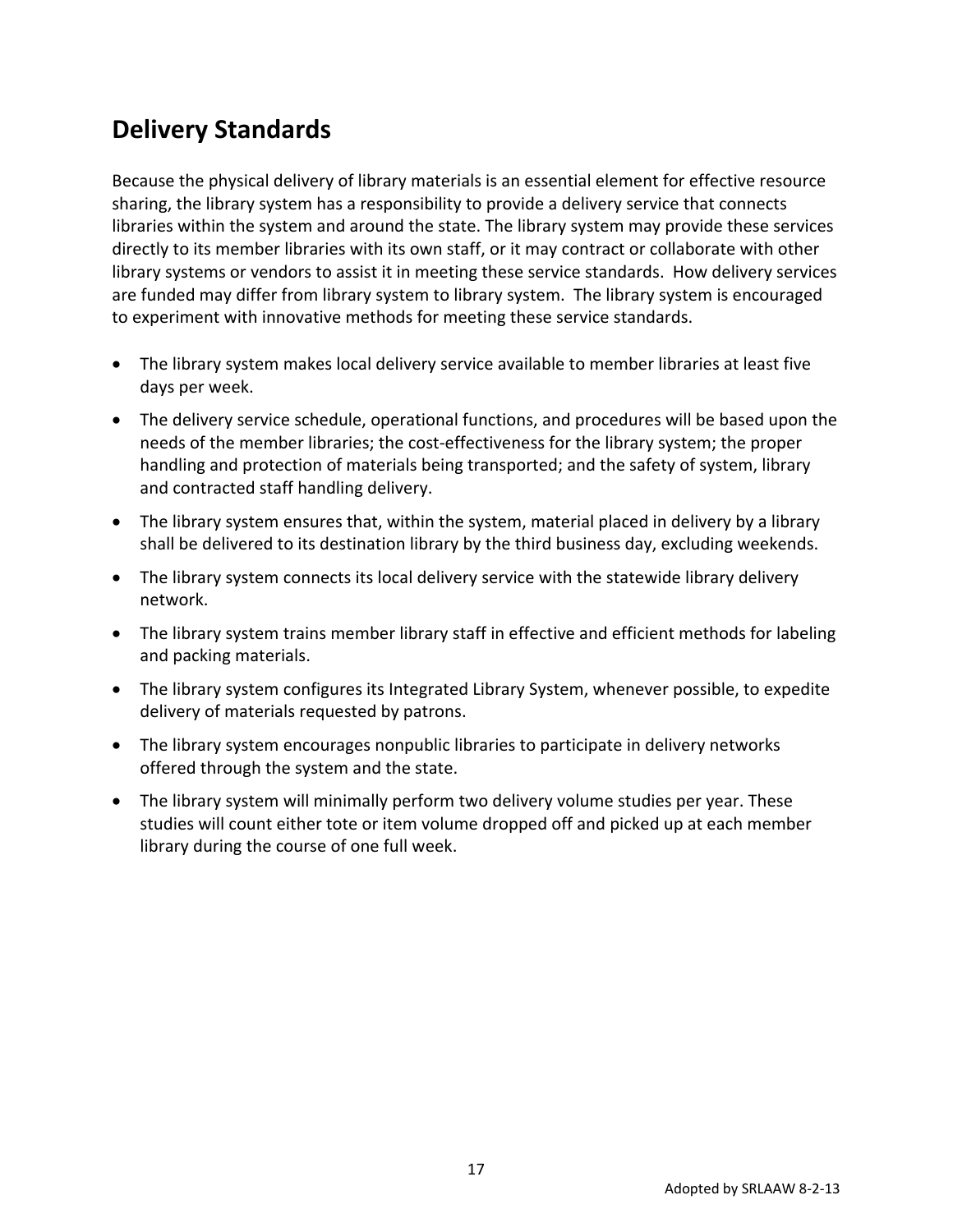## Delivery Standards

Because the physical delivery of library materials is an essential element for effective resource sharing, the library system has a responsibility to provide a delivery service that connects libraries within the system and around the state. The library system may provide these services directly to its member libraries with its own staff, or it may contract or collaborate with other library systems or vendors to assist it in meeting these service standards. How delivery services are funded may differ from library system to library system. The library system is encouraged to experiment with innovative methods for meeting these service standards.

- The library system makes local delivery service available to member libraries at least five days per week.
- The delivery service schedule, operational functions, and procedures will be based upon the needs of the member libraries; the cost-effectiveness for the library system; the proper handling and protection of materials being transported; and the safety of system, library and contracted staff handling delivery.
- The library system ensures that, within the system, material placed in delivery by a library shall be delivered to its destination library by the third business day, excluding weekends.
- The library system connects its local delivery service with the statewide library delivery network.
- The library system trains member library staff in effective and efficient methods for labeling and packing materials.
- The library system configures its Integrated Library System, whenever possible, to expedite delivery of materials requested by patrons.
- The library system encourages nonpublic libraries to participate in delivery networks offered through the system and the state.
- The library system will minimally perform two delivery volume studies per year. These studies will count either tote or item volume dropped off and picked up at each member library during the course of one full week.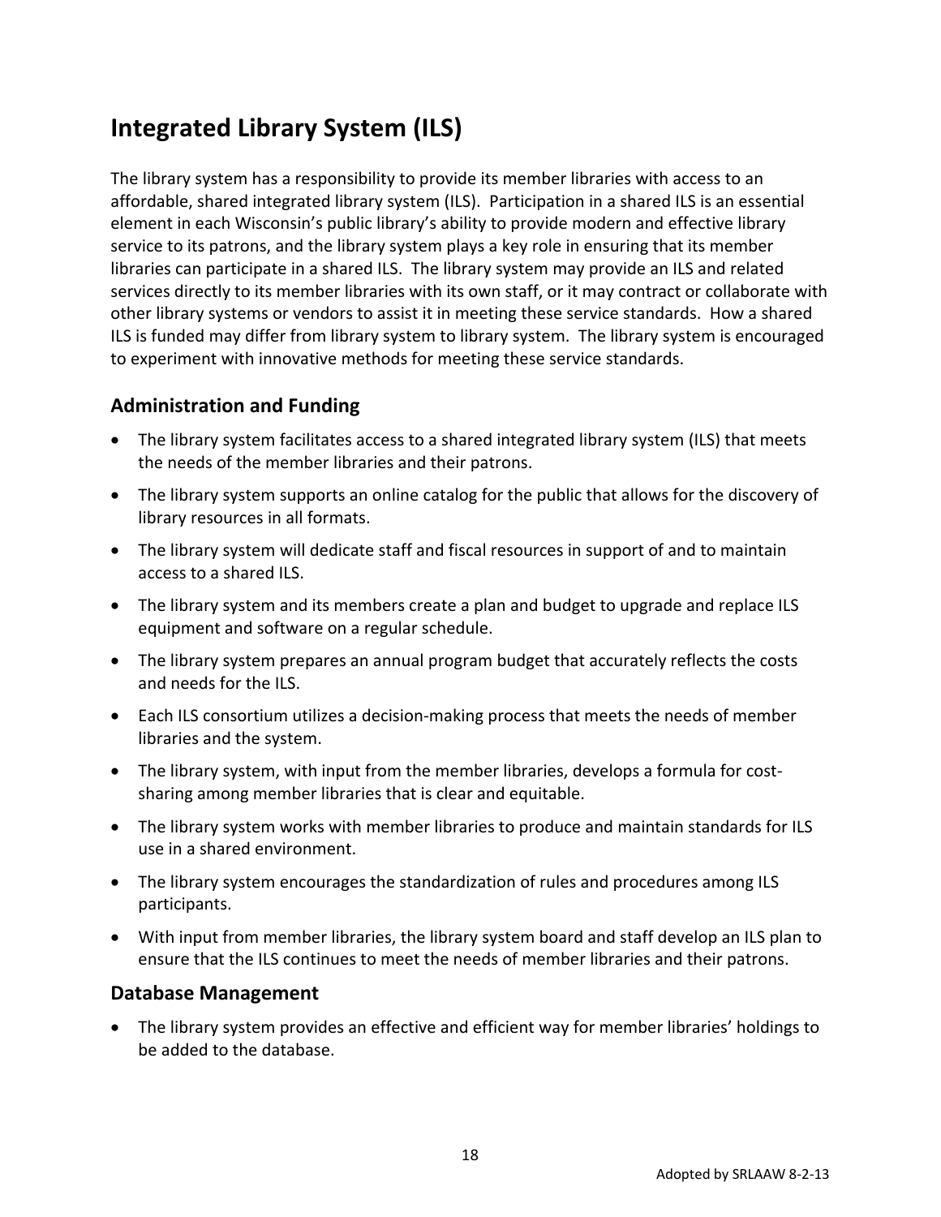# Integrated Library System (ILS)

The library system has a responsibility to provide its member libraries with access to an affordable, shared integrated library system (ILS). Participation in a shared ILS is an essential element in each Wisconsin's public library's ability to provide modern and effective library service to its patrons, and the library system plays a key role in ensuring that its member libraries can participate in a shared ILS. The library system may provide an ILS and related services directly to its member libraries with its own staff, or it may contract or collaborate with other library systems or vendors to assist it in meeting these service standards. How a shared ILS is funded may differ from library system to library system. The library system is encouraged to experiment with innovative methods for meeting these service standards.

## Administration and Funding

- The library system facilitates access to a shared integrated library system (ILS) that meets the needs of the member libraries and their patrons.
- The library system supports an online catalog for the public that allows for the discovery of library resources in all formats.
- The library system will dedicate staff and fiscal resources in support of and to maintain access to a shared ILS.
- The library system and its members create a plan and budget to upgrade and replace ILS equipment and software on a regular schedule.
- The library system prepares an annual program budget that accurately reflects the costs and needs for the ILS.
- Each ILS consortium utilizes a decision-making process that meets the needs of member libraries and the system.
- The library system, with input from the member libraries, develops a formula for cost-sharing among member libraries that is clear and equitable.
- The library system works with member libraries to produce and maintain standards for ILS use in a shared environment.
- The library system encourages the standardization of rules and procedures among ILS participants.
- With input from member libraries, the library system board and staff develop an ILS plan to ensure that the ILS continues to meet the needs of member libraries and their patrons.

## Database Management

- The library system provides an effective and efficient way for member libraries' holdings to be added to the database.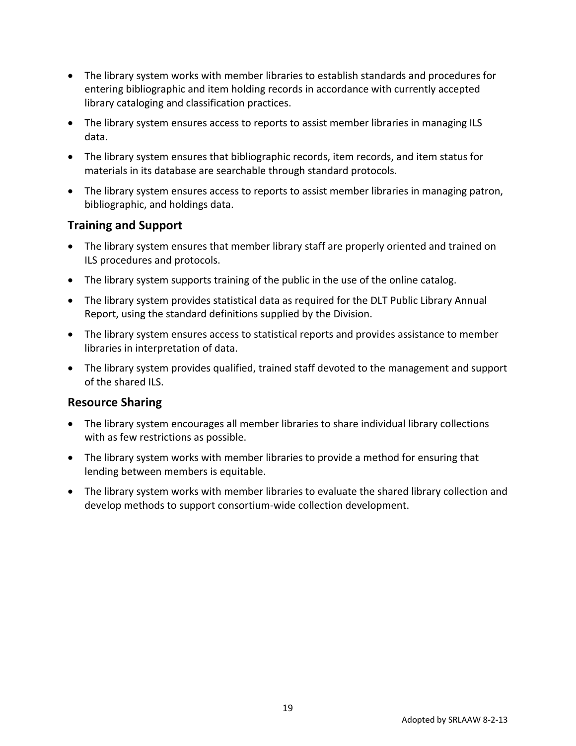- The library system works with member libraries to establish standards and procedures for entering bibliographic and item holding records in accordance with currently accepted library cataloging and classification practices.
- The library system ensures access to reports to assist member libraries in managing ILS data.
- The library system ensures that bibliographic records, item records, and item status for materials in its database are searchable through standard protocols.
- The library system ensures access to reports to assist member libraries in managing patron, bibliographic, and holdings data.

## Training and Support

- The library system ensures that member library staff are properly oriented and trained on ILS procedures and protocols.
- The library system supports training of the public in the use of the online catalog.
- The library system provides statistical data as required for the DLT Public Library Annual Report, using the standard definitions supplied by the Division.
- The library system ensures access to statistical reports and provides assistance to member libraries in interpretation of data.
- The library system provides qualified, trained staff devoted to the management and support of the shared ILS.

## Resource Sharing

- The library system encourages all member libraries to share individual library collections with as few restrictions as possible.
- The library system works with member libraries to provide a method for ensuring that lending between members is equitable.
- The library system works with member libraries to evaluate the shared library collection and develop methods to support consortium-wide collection development.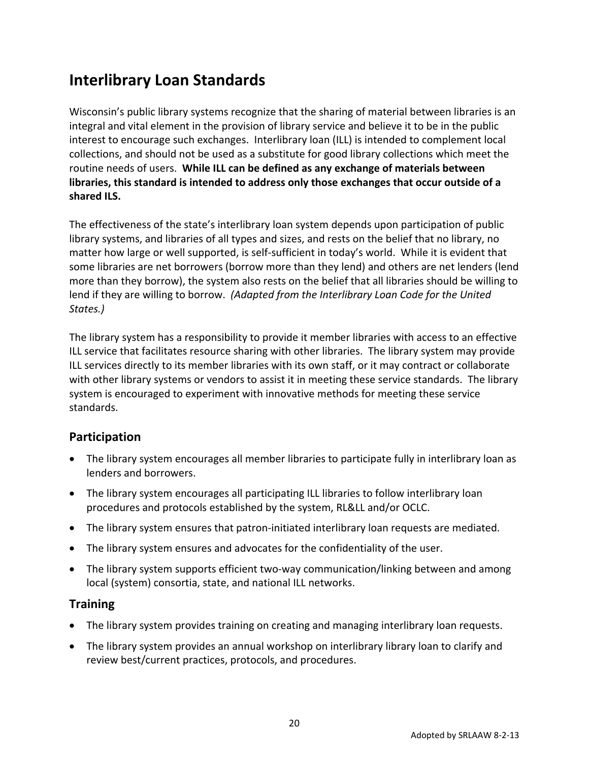# Interlibrary Loan Standards

Wisconsin's public library systems recognize that the sharing of material between libraries is an integral and vital element in the provision of library service and believe it to be in the public interest to encourage such exchanges. Interlibrary loan (ILL) is intended to complement local collections, and should not be used as a substitute for good library collections which meet the routine needs of users. **While ILL can be defined as any exchange of materials between libraries, this standard is intended to address only those exchanges that occur outside of a shared ILS.**

The effectiveness of the state's interlibrary loan system depends upon participation of public library systems, and libraries of all types and sizes, and rests on the belief that no library, no matter how large or well supported, is self-sufficient in today's world. While it is evident that some libraries are net borrowers (borrow more than they lend) and others are net lenders (lend more than they borrow), the system also rests on the belief that all libraries should be willing to lend if they are willing to borrow. *(Adapted from the Interlibrary Loan Code for the United States.)*

The library system has a responsibility to provide it member libraries with access to an effective ILL service that facilitates resource sharing with other libraries. The library system may provide ILL services directly to its member libraries with its own staff, or it may contract or collaborate with other library systems or vendors to assist it in meeting these service standards. The library system is encouraged to experiment with innovative methods for meeting these service standards.

## Participation

- The library system encourages all member libraries to participate fully in interlibrary loan as lenders and borrowers.
- The library system encourages all participating ILL libraries to follow interlibrary loan procedures and protocols established by the system, RL&LL and/or OCLC.
- The library system ensures that patron-initiated interlibrary loan requests are mediated.
- The library system ensures and advocates for the confidentiality of the user.
- The library system supports efficient two-way communication/linking between and among local (system) consortia, state, and national ILL networks.

## Training

- The library system provides training on creating and managing interlibrary loan requests.
- The library system provides an annual workshop on interlibrary library loan to clarify and review best/current practices, protocols, and procedures.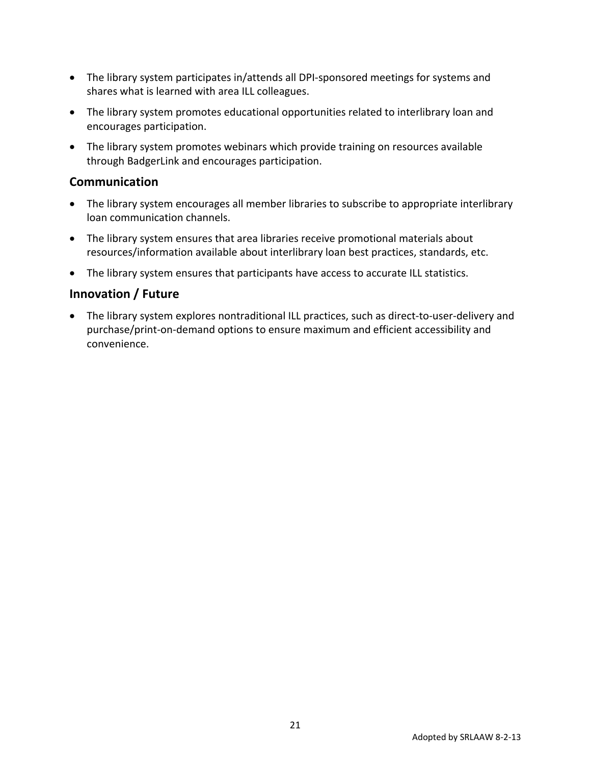- The library system participates in/attends all DPI-sponsored meetings for systems and shares what is learned with area ILL colleagues.
- The library system promotes educational opportunities related to interlibrary loan and encourages participation.
- The library system promotes webinars which provide training on resources available through BadgerLink and encourages participation.

## Communication

- The library system encourages all member libraries to subscribe to appropriate interlibrary loan communication channels.
- The library system ensures that area libraries receive promotional materials about resources/information available about interlibrary loan best practices, standards, etc.
- The library system ensures that participants have access to accurate ILL statistics.

## Innovation / Future

- The library system explores nontraditional ILL practices, such as direct-to-user-delivery and purchase/print-on-demand options to ensure maximum and efficient accessibility and convenience.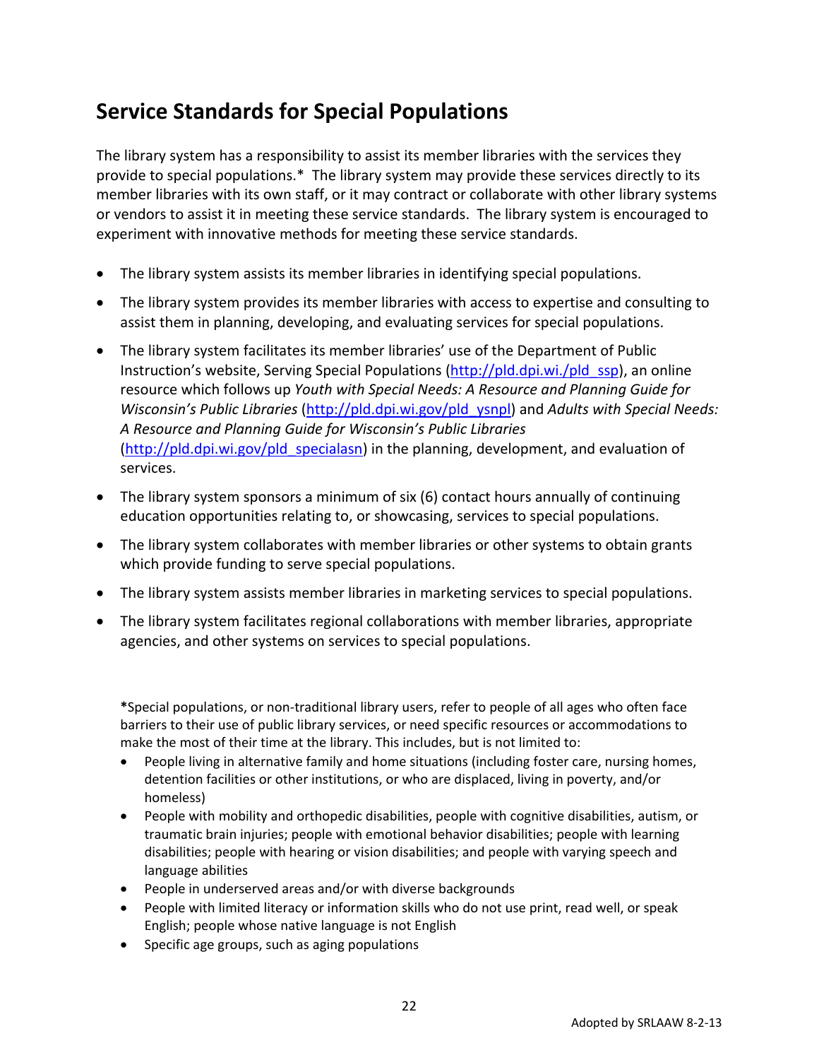## Service Standards for Special Populations

The library system has a responsibility to assist its member libraries with the services they provide to special populations.* The library system may provide these services directly to its member libraries with its own staff, or it may contract or collaborate with other library systems or vendors to assist it in meeting these service standards. The library system is encouraged to experiment with innovative methods for meeting these service standards.

- The library system assists its member libraries in identifying special populations.
- The library system provides its member libraries with access to expertise and consulting to assist them in planning, developing, and evaluating services for special populations.
- The library system facilitates its member libraries' use of the Department of Public Instruction's website, Serving Special Populations (http://pld.dpi.wi./pld_ssp), an online resource which follows up *Youth with Special Needs: A Resource and Planning Guide for Wisconsin's Public Libraries* (http://pld.dpi.wi.gov/pld_ysnpl) and *Adults with Special Needs: A Resource and Planning Guide for Wisconsin's Public Libraries* (http://pld.dpi.wi.gov/pld_specialasn) in the planning, development, and evaluation of services.
- The library system sponsors a minimum of six (6) contact hours annually of continuing education opportunities relating to, or showcasing, services to special populations.
- The library system collaborates with member libraries or other systems to obtain grants which provide funding to serve special populations.
- The library system assists member libraries in marketing services to special populations.
- The library system facilitates regional collaborations with member libraries, appropriate agencies, and other systems on services to special populations.

**\***Special populations, or non-traditional library users, refer to people of all ages who often face barriers to their use of public library services, or need specific resources or accommodations to make the most of their time at the library. This includes, but is not limited to:

- People living in alternative family and home situations (including foster care, nursing homes, detention facilities or other institutions, or who are displaced, living in poverty, and/or homeless)
- People with mobility and orthopedic disabilities, people with cognitive disabilities, autism, or traumatic brain injuries; people with emotional behavior disabilities; people with learning disabilities; people with hearing or vision disabilities; and people with varying speech and language abilities
- People in underserved areas and/or with diverse backgrounds
- People with limited literacy or information skills who do not use print, read well, or speak English; people whose native language is not English
- Specific age groups, such as aging populations

Adopted by SRLAAW 8-2-13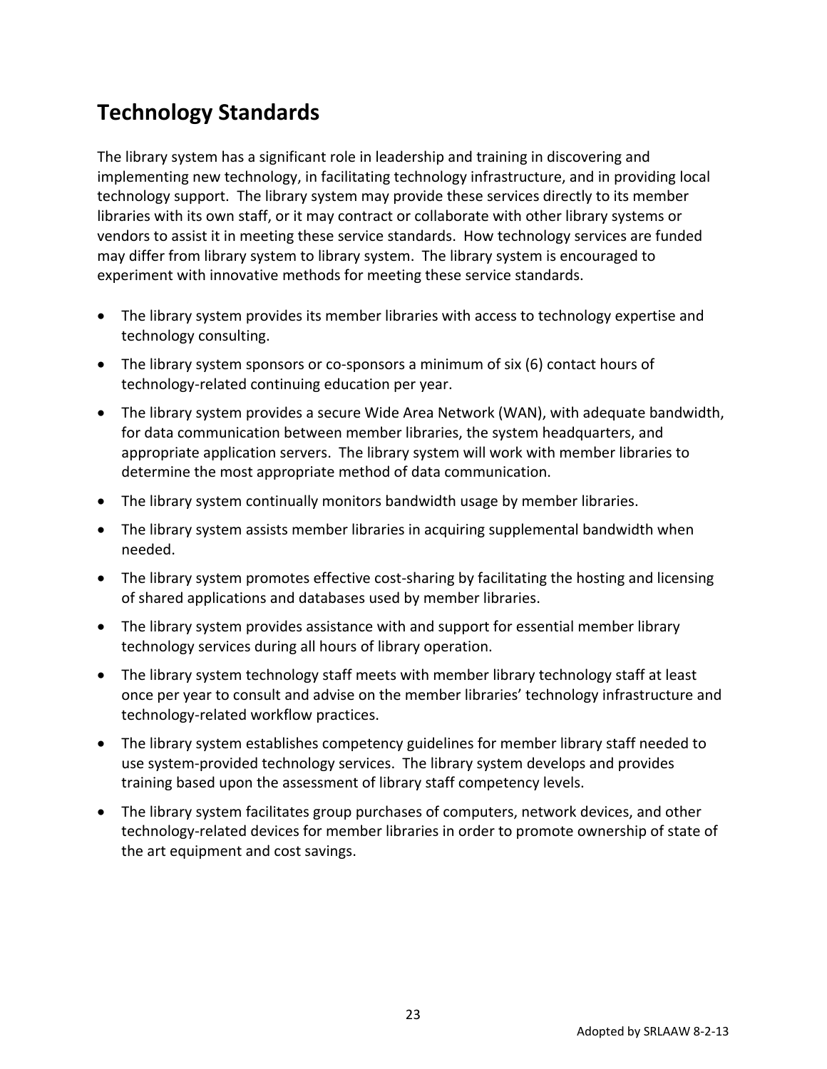## Technology Standards

The library system has a significant role in leadership and training in discovering and implementing new technology, in facilitating technology infrastructure, and in providing local technology support. The library system may provide these services directly to its member libraries with its own staff, or it may contract or collaborate with other library systems or vendors to assist it in meeting these service standards. How technology services are funded may differ from library system to library system. The library system is encouraged to experiment with innovative methods for meeting these service standards.

- The library system provides its member libraries with access to technology expertise and technology consulting.
- The library system sponsors or co-sponsors a minimum of six (6) contact hours of technology-related continuing education per year.
- The library system provides a secure Wide Area Network (WAN), with adequate bandwidth, for data communication between member libraries, the system headquarters, and appropriate application servers. The library system will work with member libraries to determine the most appropriate method of data communication.
- The library system continually monitors bandwidth usage by member libraries.
- The library system assists member libraries in acquiring supplemental bandwidth when needed.
- The library system promotes effective cost-sharing by facilitating the hosting and licensing of shared applications and databases used by member libraries.
- The library system provides assistance with and support for essential member library technology services during all hours of library operation.
- The library system technology staff meets with member library technology staff at least once per year to consult and advise on the member libraries' technology infrastructure and technology-related workflow practices.
- The library system establishes competency guidelines for member library staff needed to use system-provided technology services. The library system develops and provides training based upon the assessment of library staff competency levels.
- The library system facilitates group purchases of computers, network devices, and other technology-related devices for member libraries in order to promote ownership of state of the art equipment and cost savings.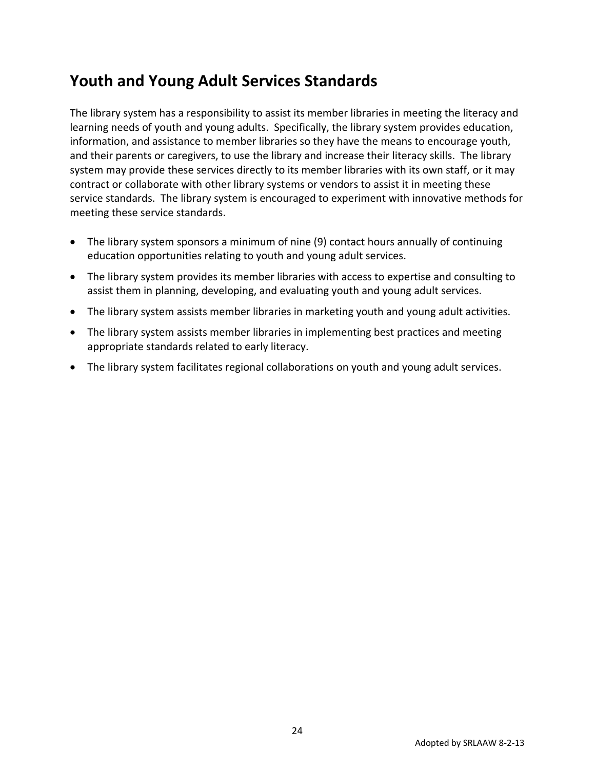## Youth and Young Adult Services Standards

The library system has a responsibility to assist its member libraries in meeting the literacy and learning needs of youth and young adults. Specifically, the library system provides education, information, and assistance to member libraries so they have the means to encourage youth, and their parents or caregivers, to use the library and increase their literacy skills. The library system may provide these services directly to its member libraries with its own staff, or it may contract or collaborate with other library systems or vendors to assist it in meeting these service standards. The library system is encouraged to experiment with innovative methods for meeting these service standards.

- The library system sponsors a minimum of nine (9) contact hours annually of continuing education opportunities relating to youth and young adult services.
- The library system provides its member libraries with access to expertise and consulting to assist them in planning, developing, and evaluating youth and young adult services.
- The library system assists member libraries in marketing youth and young adult activities.
- The library system assists member libraries in implementing best practices and meeting appropriate standards related to early literacy.
- The library system facilitates regional collaborations on youth and young adult services.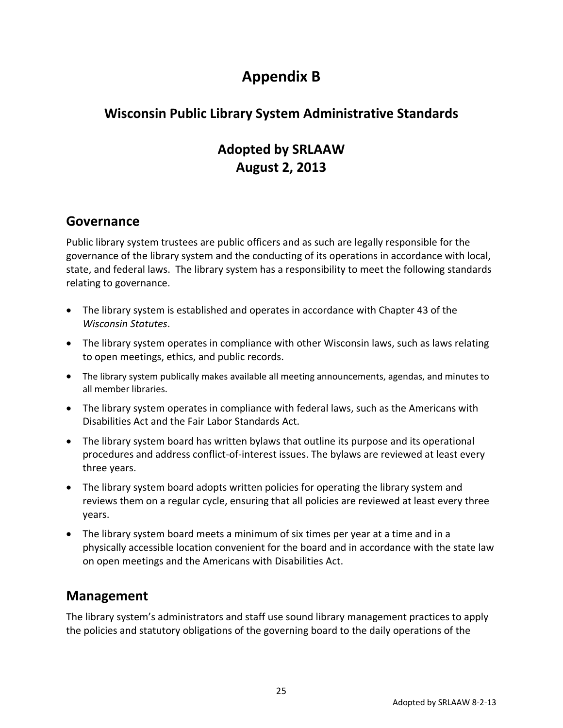# Appendix B

## Wisconsin Public Library System Administrative Standards

## Adopted by SRLAAW
## August 2, 2013

## Governance

Public library system trustees are public officers and as such are legally responsible for the governance of the library system and the conducting of its operations in accordance with local, state, and federal laws. The library system has a responsibility to meet the following standards relating to governance.

- The library system is established and operates in accordance with Chapter 43 of the *Wisconsin Statutes*.
- The library system operates in compliance with other Wisconsin laws, such as laws relating to open meetings, ethics, and public records.
- The library system publically makes available all meeting announcements, agendas, and minutes to all member libraries.
- The library system operates in compliance with federal laws, such as the Americans with Disabilities Act and the Fair Labor Standards Act.
- The library system board has written bylaws that outline its purpose and its operational procedures and address conflict-of-interest issues. The bylaws are reviewed at least every three years.
- The library system board adopts written policies for operating the library system and reviews them on a regular cycle, ensuring that all policies are reviewed at least every three years.
- The library system board meets a minimum of six times per year at a time and in a physically accessible location convenient for the board and in accordance with the state law on open meetings and the Americans with Disabilities Act.

## Management

The library system's administrators and staff use sound library management practices to apply the policies and statutory obligations of the governing board to the daily operations of the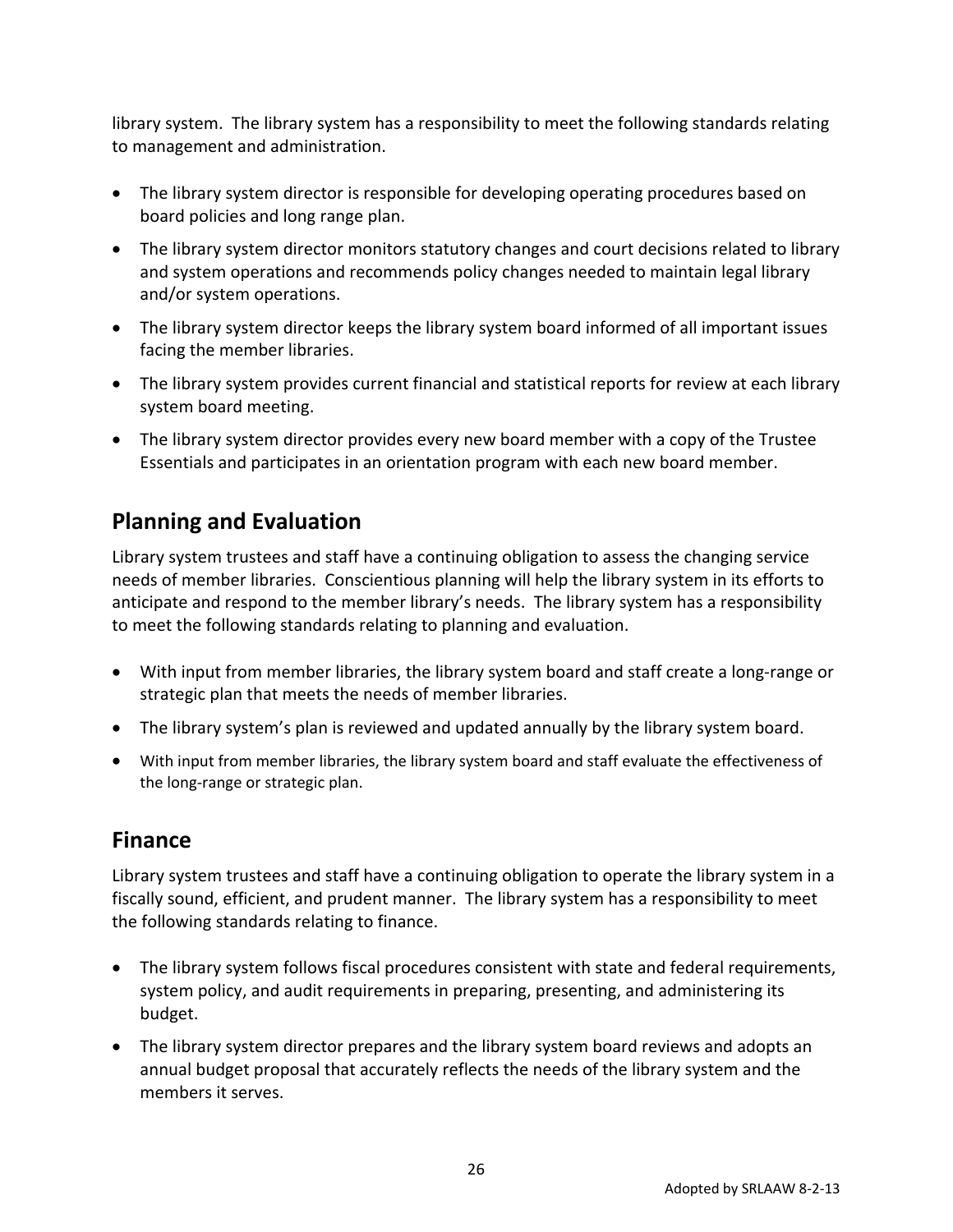library system. The library system has a responsibility to meet the following standards relating to management and administration.

- The library system director is responsible for developing operating procedures based on board policies and long range plan.
- The library system director monitors statutory changes and court decisions related to library and system operations and recommends policy changes needed to maintain legal library and/or system operations.
- The library system director keeps the library system board informed of all important issues facing the member libraries.
- The library system provides current financial and statistical reports for review at each library system board meeting.
- The library system director provides every new board member with a copy of the Trustee Essentials and participates in an orientation program with each new board member.

## Planning and Evaluation

Library system trustees and staff have a continuing obligation to assess the changing service needs of member libraries. Conscientious planning will help the library system in its efforts to anticipate and respond to the member library's needs. The library system has a responsibility to meet the following standards relating to planning and evaluation.

- With input from member libraries, the library system board and staff create a long-range or strategic plan that meets the needs of member libraries.
- The library system's plan is reviewed and updated annually by the library system board.
- With input from member libraries, the library system board and staff evaluate the effectiveness of the long-range or strategic plan.

## Finance

Library system trustees and staff have a continuing obligation to operate the library system in a fiscally sound, efficient, and prudent manner. The library system has a responsibility to meet the following standards relating to finance.

- The library system follows fiscal procedures consistent with state and federal requirements, system policy, and audit requirements in preparing, presenting, and administering its budget.
- The library system director prepares and the library system board reviews and adopts an annual budget proposal that accurately reflects the needs of the library system and the members it serves.

Adopted by SRLAAW 8-2-13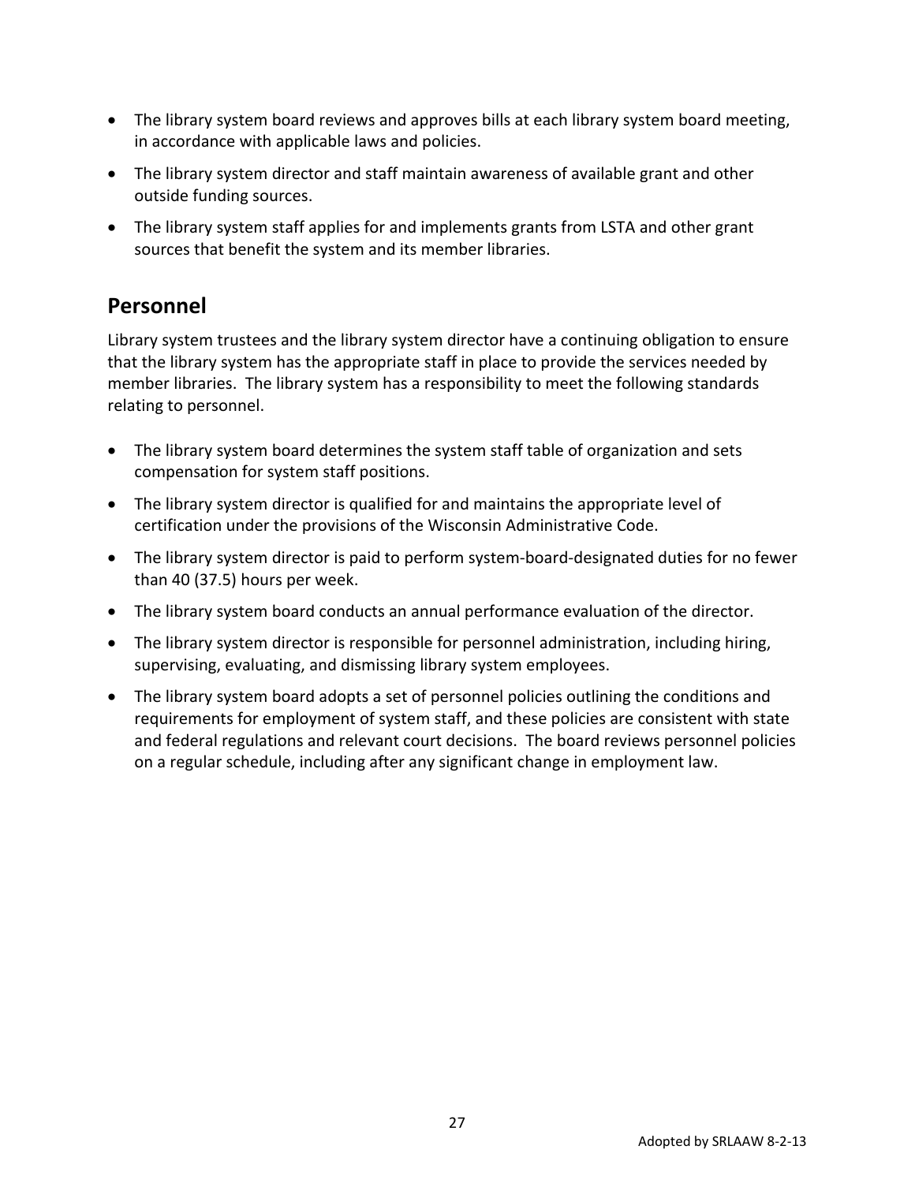- The library system board reviews and approves bills at each library system board meeting, in accordance with applicable laws and policies.
- The library system director and staff maintain awareness of available grant and other outside funding sources.
- The library system staff applies for and implements grants from LSTA and other grant sources that benefit the system and its member libraries.

## Personnel

Library system trustees and the library system director have a continuing obligation to ensure that the library system has the appropriate staff in place to provide the services needed by member libraries. The library system has a responsibility to meet the following standards relating to personnel.

- The library system board determines the system staff table of organization and sets compensation for system staff positions.
- The library system director is qualified for and maintains the appropriate level of certification under the provisions of the Wisconsin Administrative Code.
- The library system director is paid to perform system-board-designated duties for no fewer than 40 (37.5) hours per week.
- The library system board conducts an annual performance evaluation of the director.
- The library system director is responsible for personnel administration, including hiring, supervising, evaluating, and dismissing library system employees.
- The library system board adopts a set of personnel policies outlining the conditions and requirements for employment of system staff, and these policies are consistent with state and federal regulations and relevant court decisions. The board reviews personnel policies on a regular schedule, including after any significant change in employment law.

Adopted by SRLAAW 8-2-13